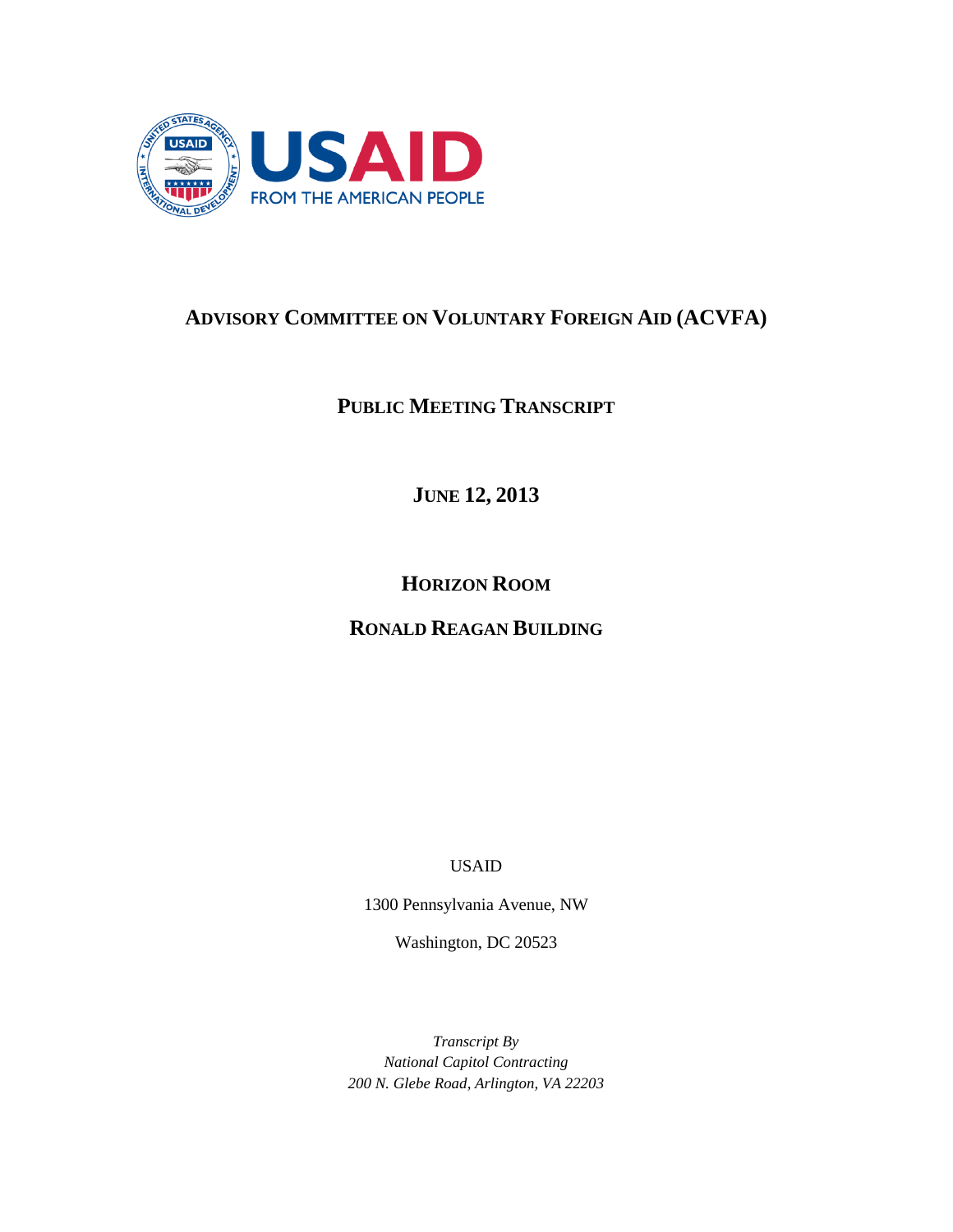USAID

FROM THE AMERICAN PEOPLE

# ADVISORY COMMITTEE ON VOLUNTARY FOREIGN AID (ACVFA)

## PUBLIC MEETING TRANSCRIPT

## JUNE 12, 2013

## HORIZON ROOM

## RONALD REAGAN BUILDING

USAID

1300 Pennsylvania Avenue, NW

Washington, DC 20523

*Transcript By*
*National Capitol Contracting*
*200 N. Glebe Road, Arlington, VA 22203*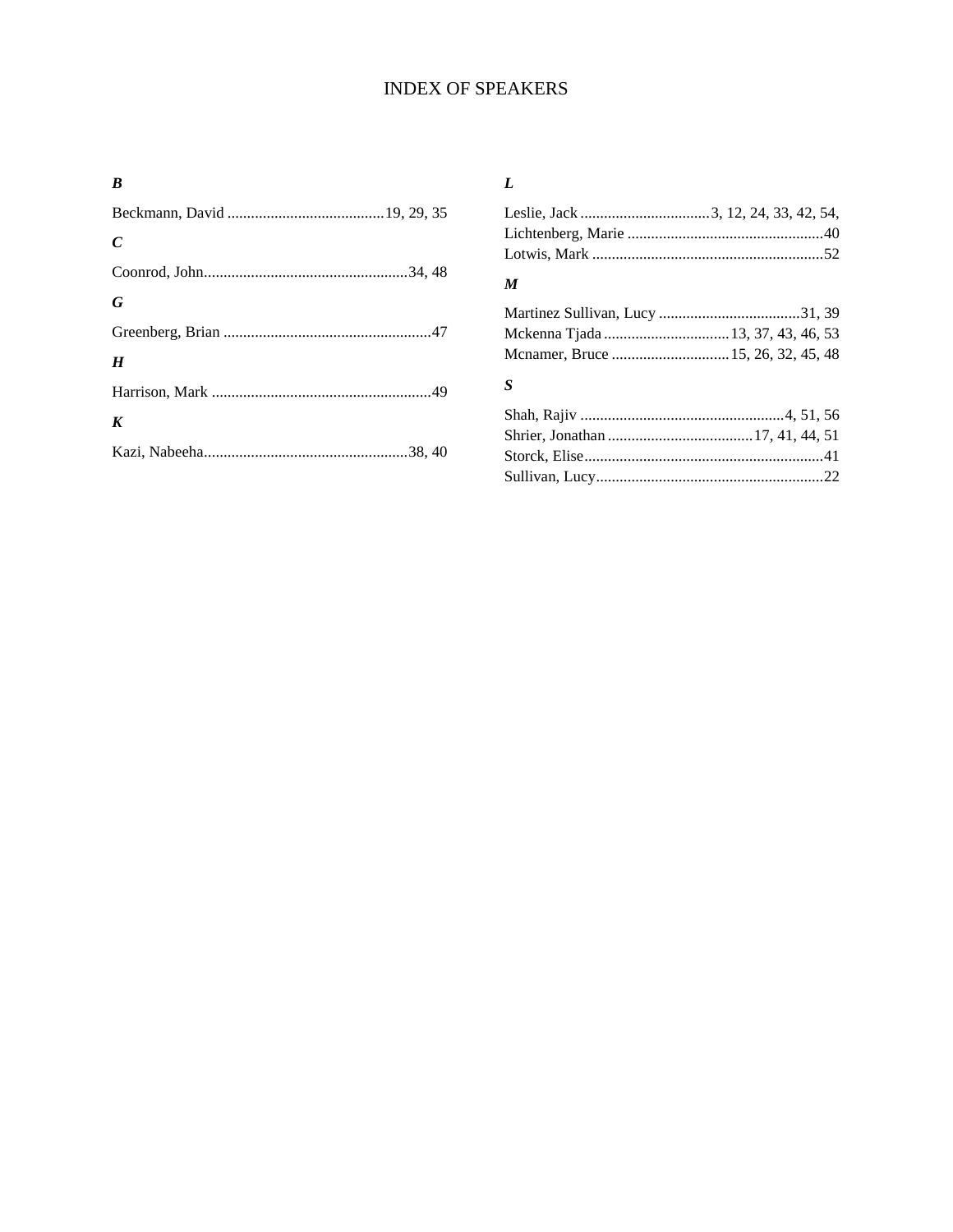# INDEX OF SPEAKERS

***B***

Beckmann, David ........................................19, 29, 35

***C***

Coonrod, John....................................................34, 48

***G***

Greenberg, Brian .....................................................47

***H***

Harrison, Mark ........................................................49

***K***

Kazi, Nabeeha....................................................38, 40

***L***

Leslie, Jack .................................3, 12, 24, 33, 42, 54,

Lichtenberg, Marie ..................................................40

Lotwis, Mark ...........................................................52

***M***

Martinez Sullivan, Lucy ....................................31, 39

Mckenna Tjada ................................13, 37, 43, 46, 53

Mcnamer, Bruce ..............................15, 26, 32, 45, 48

***S***

Shah, Rajiv ....................................................4, 51, 56

Shrier, Jonathan .....................................17, 41, 44, 51

Storck, Elise.............................................................41

Sullivan, Lucy..........................................................22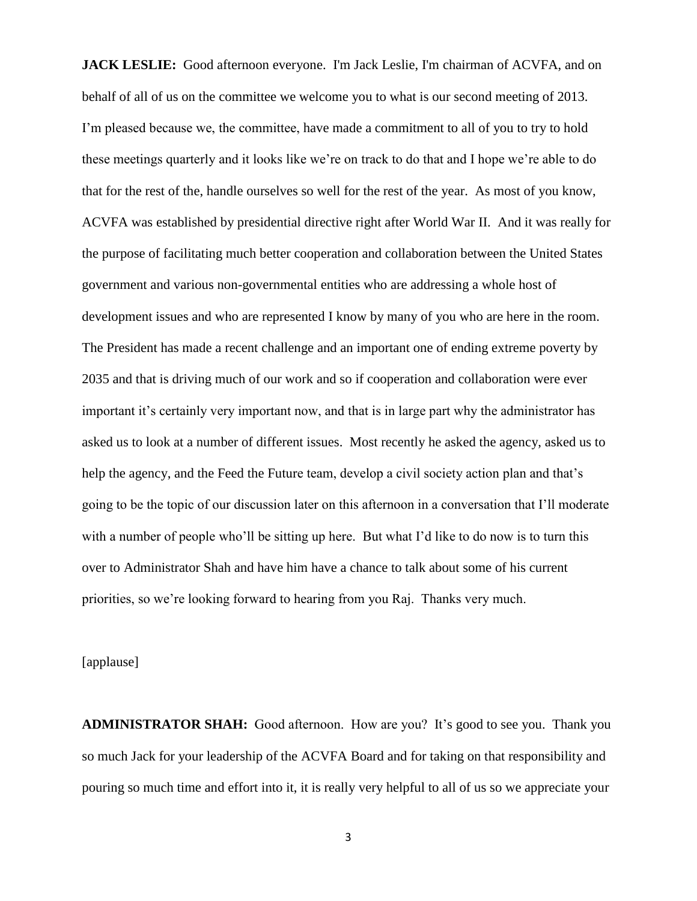**JACK LESLIE:** Good afternoon everyone. I'm Jack Leslie, I'm chairman of ACVFA, and on behalf of all of us on the committee we welcome you to what is our second meeting of 2013. I'm pleased because we, the committee, have made a commitment to all of you to try to hold these meetings quarterly and it looks like we're on track to do that and I hope we're able to do that for the rest of the, handle ourselves so well for the rest of the year. As most of you know, ACVFA was established by presidential directive right after World War II. And it was really for the purpose of facilitating much better cooperation and collaboration between the United States government and various non-governmental entities who are addressing a whole host of development issues and who are represented I know by many of you who are here in the room. The President has made a recent challenge and an important one of ending extreme poverty by 2035 and that is driving much of our work and so if cooperation and collaboration were ever important it's certainly very important now, and that is in large part why the administrator has asked us to look at a number of different issues. Most recently he asked the agency, asked us to help the agency, and the Feed the Future team, develop a civil society action plan and that's going to be the topic of our discussion later on this afternoon in a conversation that I'll moderate with a number of people who'll be sitting up here. But what I'd like to do now is to turn this over to Administrator Shah and have him have a chance to talk about some of his current priorities, so we're looking forward to hearing from you Raj. Thanks very much.

[applause]

**ADMINISTRATOR SHAH:** Good afternoon. How are you? It's good to see you. Thank you so much Jack for your leadership of the ACVFA Board and for taking on that responsibility and pouring so much time and effort into it, it is really very helpful to all of us so we appreciate your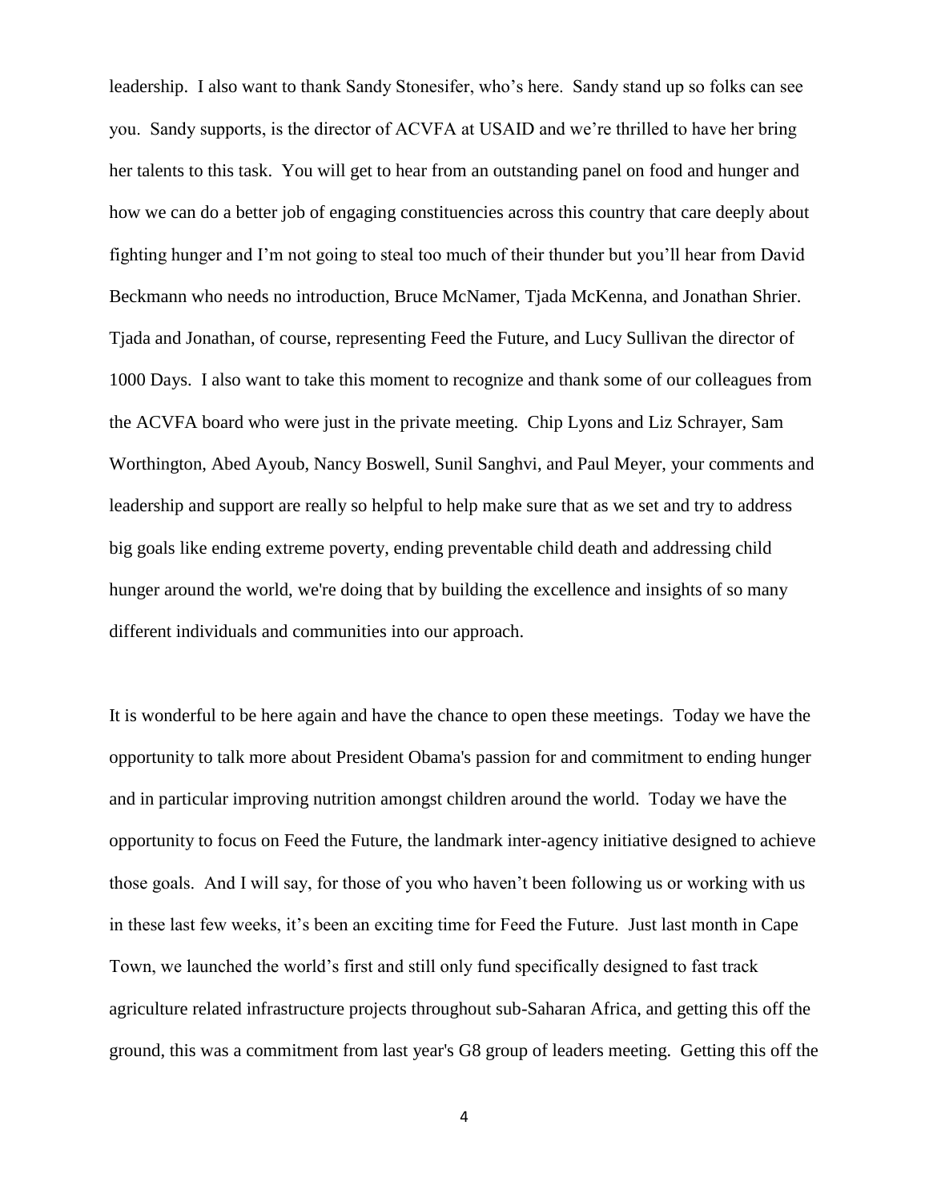leadership. I also want to thank Sandy Stonesifer, who's here. Sandy stand up so folks can see you. Sandy supports, is the director of ACVFA at USAID and we're thrilled to have her bring her talents to this task. You will get to hear from an outstanding panel on food and hunger and how we can do a better job of engaging constituencies across this country that care deeply about fighting hunger and I'm not going to steal too much of their thunder but you'll hear from David Beckmann who needs no introduction, Bruce McNamer, Tjada McKenna, and Jonathan Shrier. Tjada and Jonathan, of course, representing Feed the Future, and Lucy Sullivan the director of 1000 Days. I also want to take this moment to recognize and thank some of our colleagues from the ACVFA board who were just in the private meeting. Chip Lyons and Liz Schrayer, Sam Worthington, Abed Ayoub, Nancy Boswell, Sunil Sanghvi, and Paul Meyer, your comments and leadership and support are really so helpful to help make sure that as we set and try to address big goals like ending extreme poverty, ending preventable child death and addressing child hunger around the world, we're doing that by building the excellence and insights of so many different individuals and communities into our approach.

It is wonderful to be here again and have the chance to open these meetings. Today we have the opportunity to talk more about President Obama's passion for and commitment to ending hunger and in particular improving nutrition amongst children around the world. Today we have the opportunity to focus on Feed the Future, the landmark inter-agency initiative designed to achieve those goals. And I will say, for those of you who haven't been following us or working with us in these last few weeks, it's been an exciting time for Feed the Future. Just last month in Cape Town, we launched the world's first and still only fund specifically designed to fast track agriculture related infrastructure projects throughout sub-Saharan Africa, and getting this off the ground, this was a commitment from last year's G8 group of leaders meeting. Getting this off the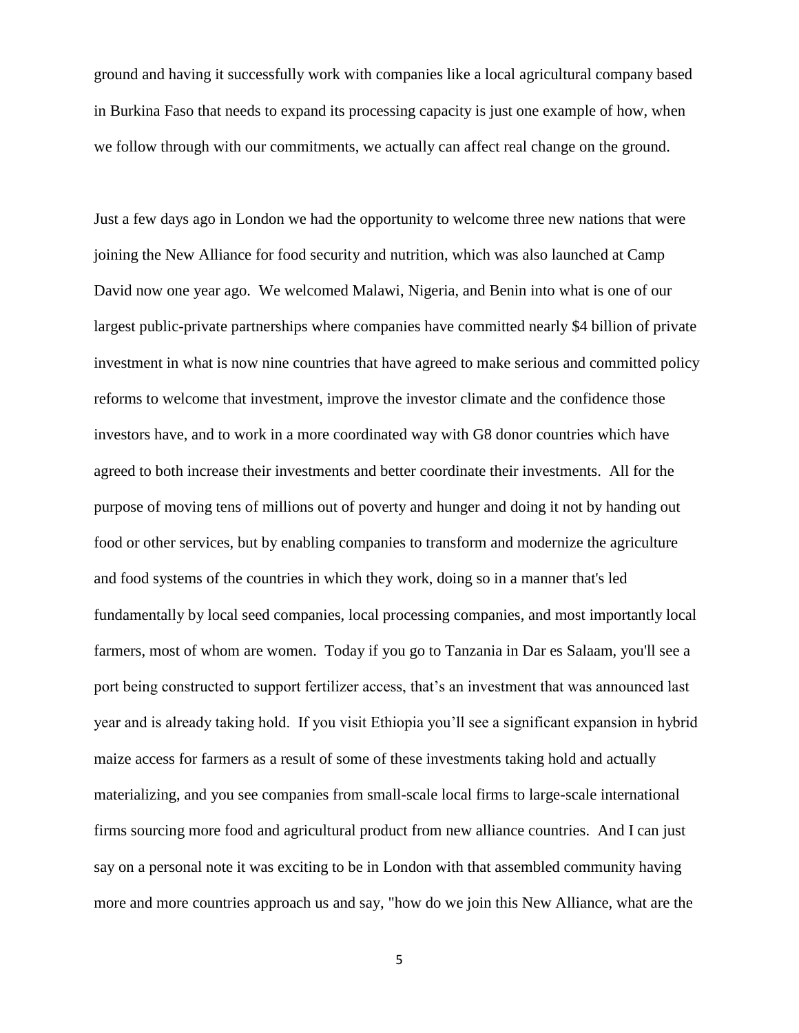ground and having it successfully work with companies like a local agricultural company based in Burkina Faso that needs to expand its processing capacity is just one example of how, when we follow through with our commitments, we actually can affect real change on the ground.

Just a few days ago in London we had the opportunity to welcome three new nations that were joining the New Alliance for food security and nutrition, which was also launched at Camp David now one year ago. We welcomed Malawi, Nigeria, and Benin into what is one of our largest public-private partnerships where companies have committed nearly $4 billion of private investment in what is now nine countries that have agreed to make serious and committed policy reforms to welcome that investment, improve the investor climate and the confidence those investors have, and to work in a more coordinated way with G8 donor countries which have agreed to both increase their investments and better coordinate their investments. All for the purpose of moving tens of millions out of poverty and hunger and doing it not by handing out food or other services, but by enabling companies to transform and modernize the agriculture and food systems of the countries in which they work, doing so in a manner that's led fundamentally by local seed companies, local processing companies, and most importantly local farmers, most of whom are women. Today if you go to Tanzania in Dar es Salaam, you'll see a port being constructed to support fertilizer access, that's an investment that was announced last year and is already taking hold. If you visit Ethiopia you'll see a significant expansion in hybrid maize access for farmers as a result of some of these investments taking hold and actually materializing, and you see companies from small-scale local firms to large-scale international firms sourcing more food and agricultural product from new alliance countries. And I can just say on a personal note it was exciting to be in London with that assembled community having more and more countries approach us and say, "how do we join this New Alliance, what are the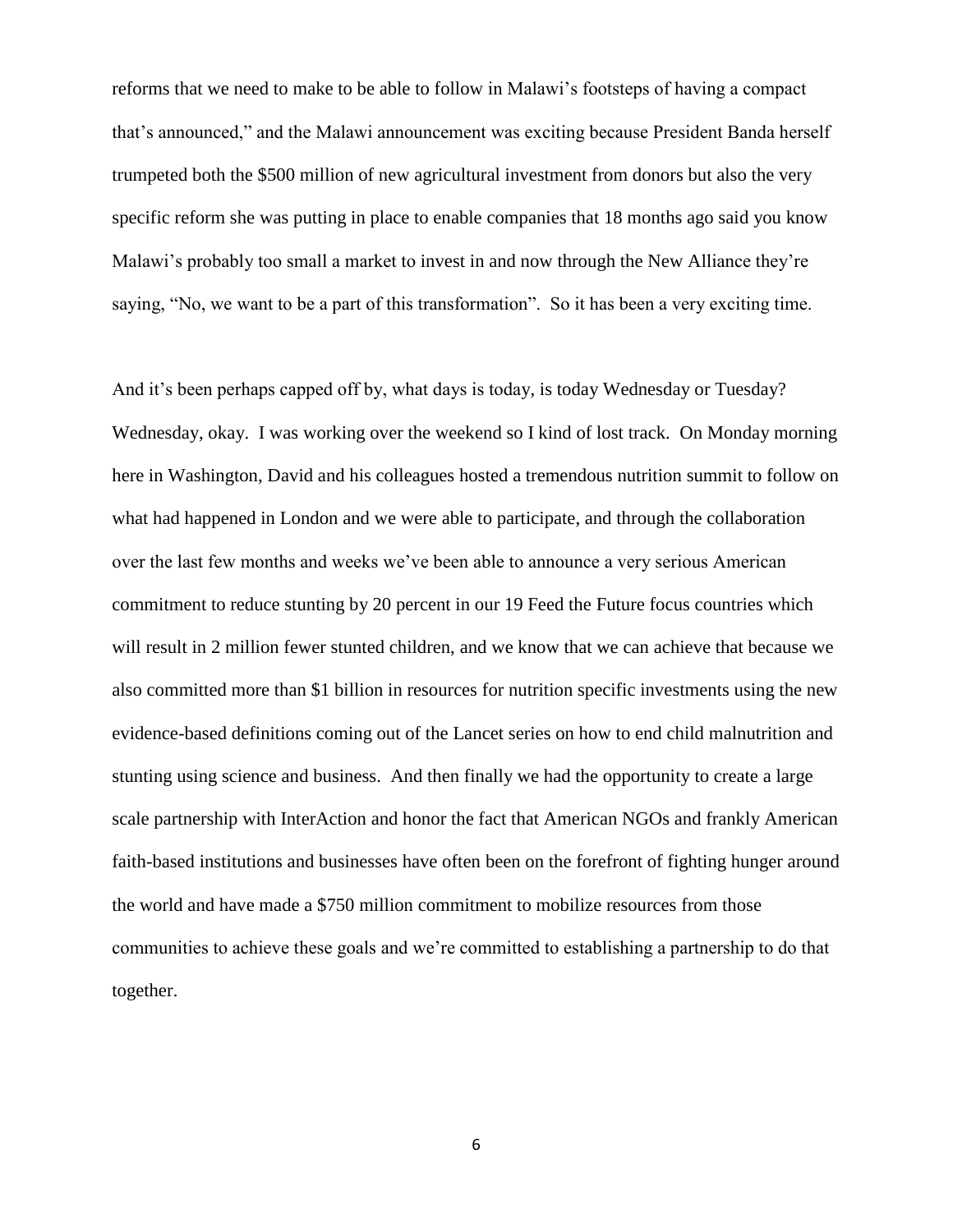reforms that we need to make to be able to follow in Malawi's footsteps of having a compact that's announced," and the Malawi announcement was exciting because President Banda herself trumpeted both the $500 million of new agricultural investment from donors but also the very specific reform she was putting in place to enable companies that 18 months ago said you know Malawi's probably too small a market to invest in and now through the New Alliance they're saying, "No, we want to be a part of this transformation". So it has been a very exciting time.

And it's been perhaps capped off by, what days is today, is today Wednesday or Tuesday? Wednesday, okay. I was working over the weekend so I kind of lost track. On Monday morning here in Washington, David and his colleagues hosted a tremendous nutrition summit to follow on what had happened in London and we were able to participate, and through the collaboration over the last few months and weeks we've been able to announce a very serious American commitment to reduce stunting by 20 percent in our 19 Feed the Future focus countries which will result in 2 million fewer stunted children, and we know that we can achieve that because we also committed more than $1 billion in resources for nutrition specific investments using the new evidence-based definitions coming out of the Lancet series on how to end child malnutrition and stunting using science and business. And then finally we had the opportunity to create a large scale partnership with InterAction and honor the fact that American NGOs and frankly American faith-based institutions and businesses have often been on the forefront of fighting hunger around the world and have made a $750 million commitment to mobilize resources from those communities to achieve these goals and we're committed to establishing a partnership to do that together.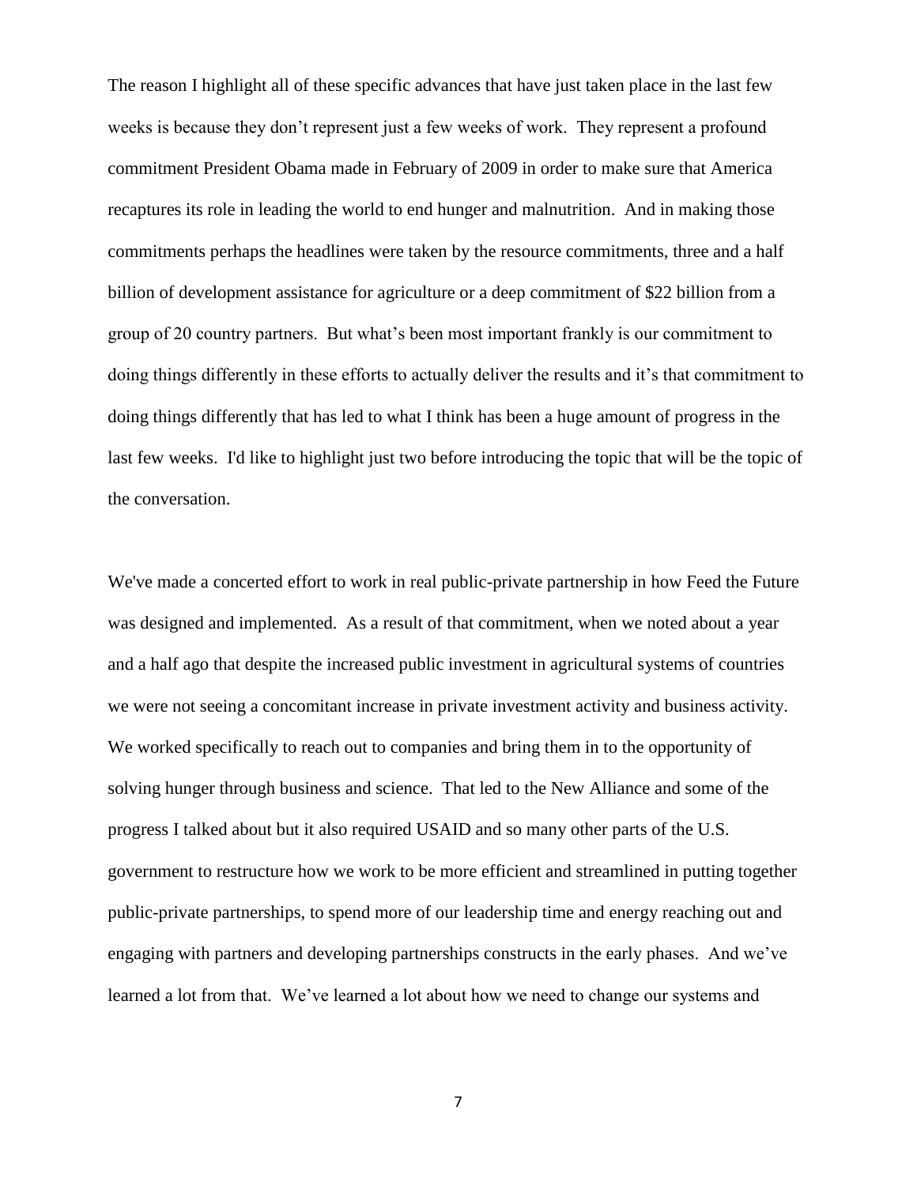The reason I highlight all of these specific advances that have just taken place in the last few weeks is because they don't represent just a few weeks of work. They represent a profound commitment President Obama made in February of 2009 in order to make sure that America recaptures its role in leading the world to end hunger and malnutrition. And in making those commitments perhaps the headlines were taken by the resource commitments, three and a half billion of development assistance for agriculture or a deep commitment of $22 billion from a group of 20 country partners. But what's been most important frankly is our commitment to doing things differently in these efforts to actually deliver the results and it's that commitment to doing things differently that has led to what I think has been a huge amount of progress in the last few weeks. I'd like to highlight just two before introducing the topic that will be the topic of the conversation.

We've made a concerted effort to work in real public-private partnership in how Feed the Future was designed and implemented. As a result of that commitment, when we noted about a year and a half ago that despite the increased public investment in agricultural systems of countries we were not seeing a concomitant increase in private investment activity and business activity. We worked specifically to reach out to companies and bring them in to the opportunity of solving hunger through business and science. That led to the New Alliance and some of the progress I talked about but it also required USAID and so many other parts of the U.S. government to restructure how we work to be more efficient and streamlined in putting together public-private partnerships, to spend more of our leadership time and energy reaching out and engaging with partners and developing partnerships constructs in the early phases. And we've learned a lot from that. We've learned a lot about how we need to change our systems and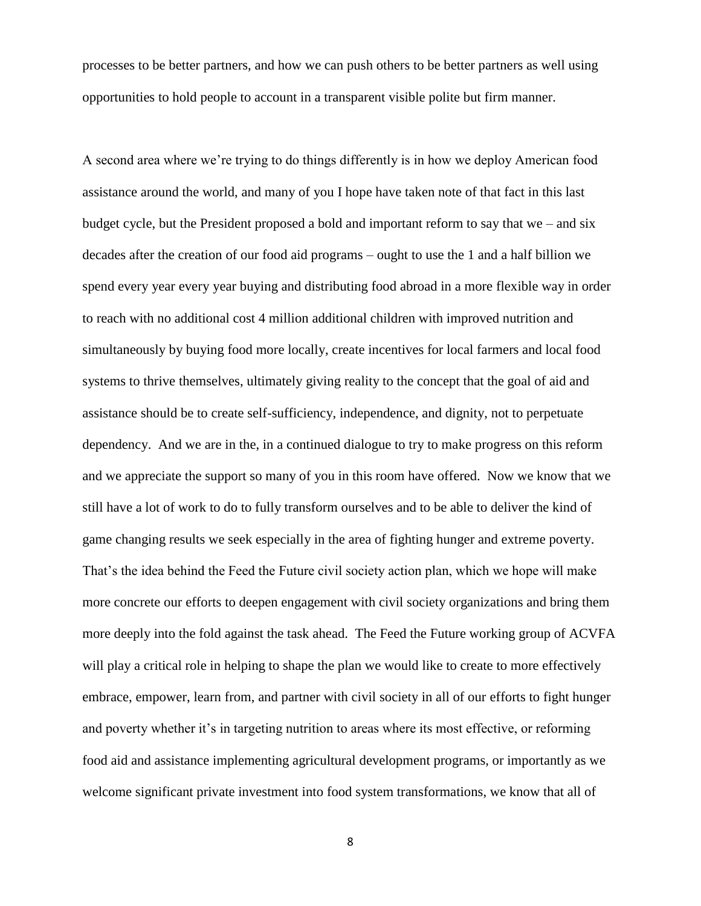processes to be better partners, and how we can push others to be better partners as well using opportunities to hold people to account in a transparent visible polite but firm manner.

A second area where we're trying to do things differently is in how we deploy American food assistance around the world, and many of you I hope have taken note of that fact in this last budget cycle, but the President proposed a bold and important reform to say that we – and six decades after the creation of our food aid programs – ought to use the 1 and a half billion we spend every year every year buying and distributing food abroad in a more flexible way in order to reach with no additional cost 4 million additional children with improved nutrition and simultaneously by buying food more locally, create incentives for local farmers and local food systems to thrive themselves, ultimately giving reality to the concept that the goal of aid and assistance should be to create self-sufficiency, independence, and dignity, not to perpetuate dependency. And we are in the, in a continued dialogue to try to make progress on this reform and we appreciate the support so many of you in this room have offered. Now we know that we still have a lot of work to do to fully transform ourselves and to be able to deliver the kind of game changing results we seek especially in the area of fighting hunger and extreme poverty. That's the idea behind the Feed the Future civil society action plan, which we hope will make more concrete our efforts to deepen engagement with civil society organizations and bring them more deeply into the fold against the task ahead. The Feed the Future working group of ACVFA will play a critical role in helping to shape the plan we would like to create to more effectively embrace, empower, learn from, and partner with civil society in all of our efforts to fight hunger and poverty whether it's in targeting nutrition to areas where its most effective, or reforming food aid and assistance implementing agricultural development programs, or importantly as we welcome significant private investment into food system transformations, we know that all of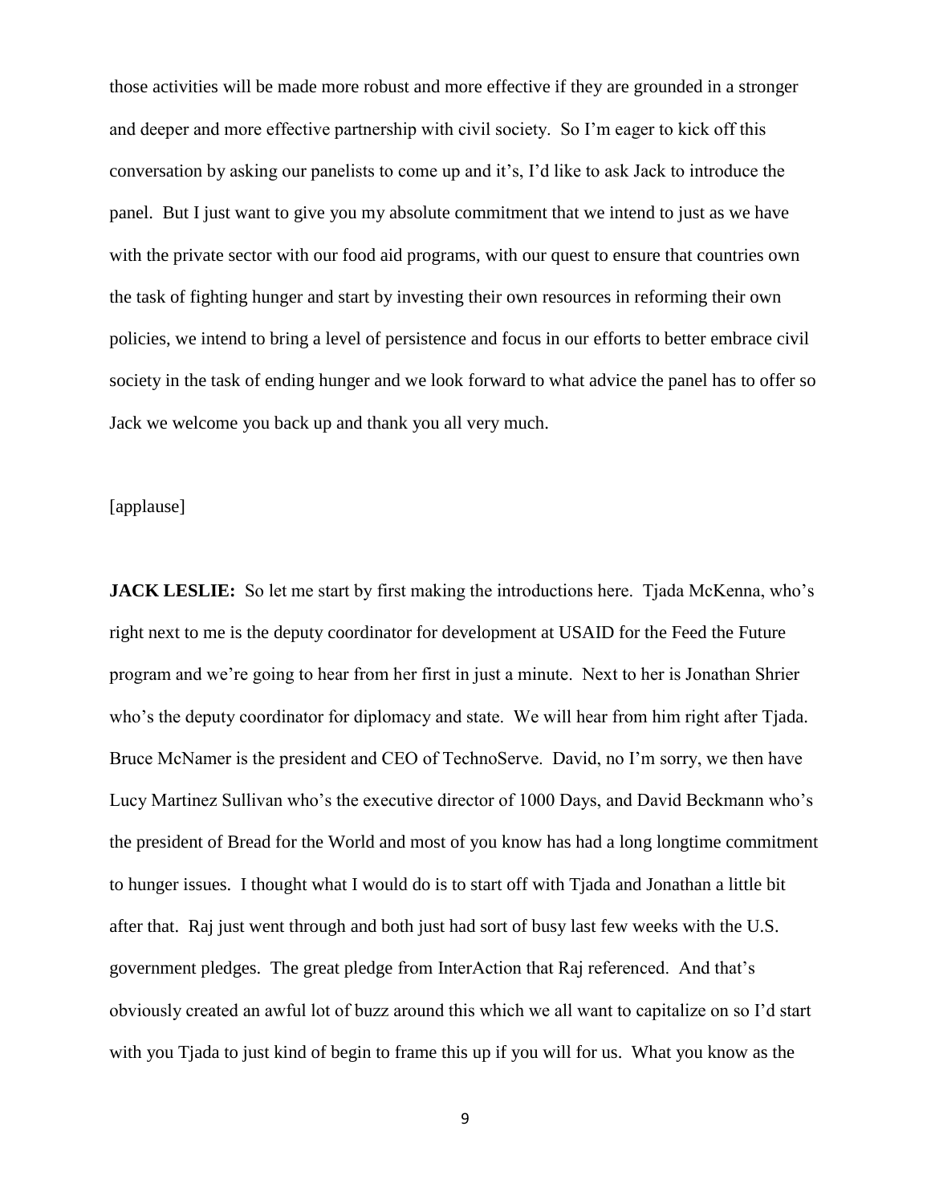those activities will be made more robust and more effective if they are grounded in a stronger and deeper and more effective partnership with civil society. So I'm eager to kick off this conversation by asking our panelists to come up and it's, I'd like to ask Jack to introduce the panel. But I just want to give you my absolute commitment that we intend to just as we have with the private sector with our food aid programs, with our quest to ensure that countries own the task of fighting hunger and start by investing their own resources in reforming their own policies, we intend to bring a level of persistence and focus in our efforts to better embrace civil society in the task of ending hunger and we look forward to what advice the panel has to offer so Jack we welcome you back up and thank you all very much.

[applause]

**JACK LESLIE:** So let me start by first making the introductions here. Tjada McKenna, who's right next to me is the deputy coordinator for development at USAID for the Feed the Future program and we're going to hear from her first in just a minute. Next to her is Jonathan Shrier who's the deputy coordinator for diplomacy and state. We will hear from him right after Tjada. Bruce McNamer is the president and CEO of TechnoServe. David, no I'm sorry, we then have Lucy Martinez Sullivan who's the executive director of 1000 Days, and David Beckmann who's the president of Bread for the World and most of you know has had a long longtime commitment to hunger issues. I thought what I would do is to start off with Tjada and Jonathan a little bit after that. Raj just went through and both just had sort of busy last few weeks with the U.S. government pledges. The great pledge from InterAction that Raj referenced. And that's obviously created an awful lot of buzz around this which we all want to capitalize on so I'd start with you Tjada to just kind of begin to frame this up if you will for us. What you know as the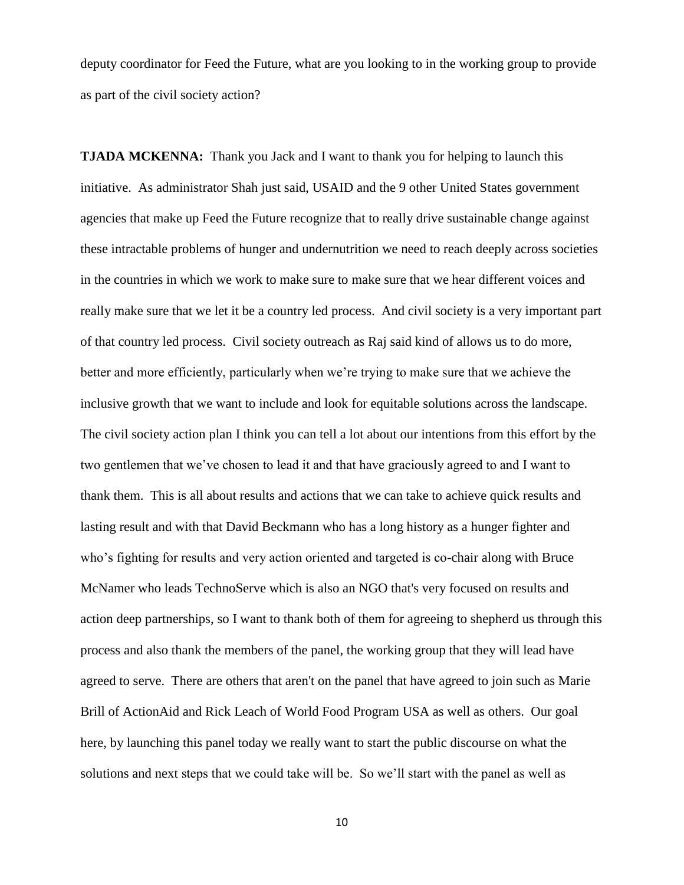deputy coordinator for Feed the Future, what are you looking to in the working group to provide as part of the civil society action?

**TJADA MCKENNA:** Thank you Jack and I want to thank you for helping to launch this initiative. As administrator Shah just said, USAID and the 9 other United States government agencies that make up Feed the Future recognize that to really drive sustainable change against these intractable problems of hunger and undernutrition we need to reach deeply across societies in the countries in which we work to make sure to make sure that we hear different voices and really make sure that we let it be a country led process. And civil society is a very important part of that country led process. Civil society outreach as Raj said kind of allows us to do more, better and more efficiently, particularly when we're trying to make sure that we achieve the inclusive growth that we want to include and look for equitable solutions across the landscape. The civil society action plan I think you can tell a lot about our intentions from this effort by the two gentlemen that we've chosen to lead it and that have graciously agreed to and I want to thank them. This is all about results and actions that we can take to achieve quick results and lasting result and with that David Beckmann who has a long history as a hunger fighter and who's fighting for results and very action oriented and targeted is co-chair along with Bruce McNamer who leads TechnoServe which is also an NGO that's very focused on results and action deep partnerships, so I want to thank both of them for agreeing to shepherd us through this process and also thank the members of the panel, the working group that they will lead have agreed to serve. There are others that aren't on the panel that have agreed to join such as Marie Brill of ActionAid and Rick Leach of World Food Program USA as well as others. Our goal here, by launching this panel today we really want to start the public discourse on what the solutions and next steps that we could take will be. So we'll start with the panel as well as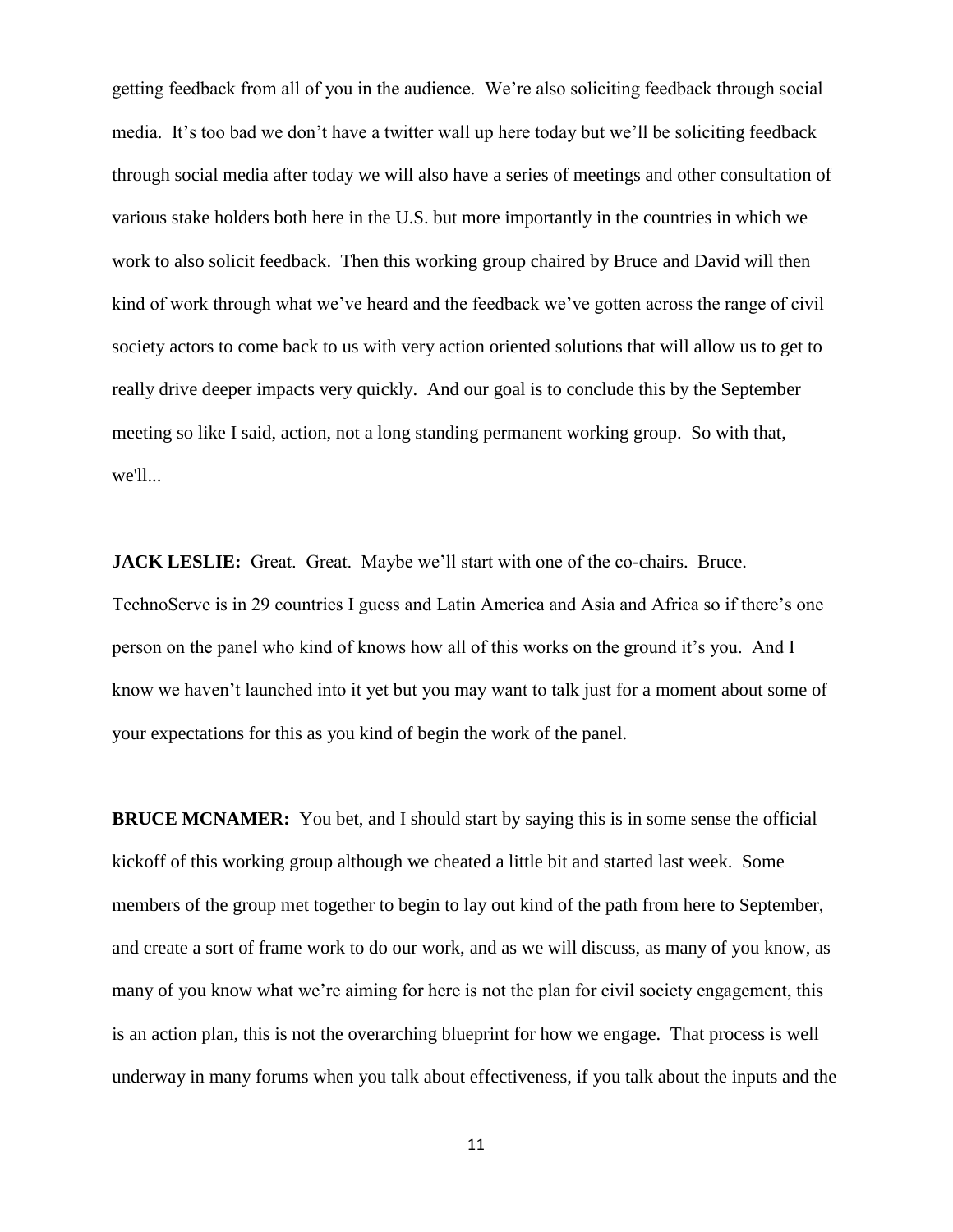getting feedback from all of you in the audience. We're also soliciting feedback through social media. It's too bad we don't have a twitter wall up here today but we'll be soliciting feedback through social media after today we will also have a series of meetings and other consultation of various stake holders both here in the U.S. but more importantly in the countries in which we work to also solicit feedback. Then this working group chaired by Bruce and David will then kind of work through what we've heard and the feedback we've gotten across the range of civil society actors to come back to us with very action oriented solutions that will allow us to get to really drive deeper impacts very quickly. And our goal is to conclude this by the September meeting so like I said, action, not a long standing permanent working group. So with that, we'll...

**JACK LESLIE:** Great. Great. Maybe we'll start with one of the co-chairs. Bruce. TechnoServe is in 29 countries I guess and Latin America and Asia and Africa so if there's one person on the panel who kind of knows how all of this works on the ground it's you. And I know we haven't launched into it yet but you may want to talk just for a moment about some of your expectations for this as you kind of begin the work of the panel.

**BRUCE MCNAMER:** You bet, and I should start by saying this is in some sense the official kickoff of this working group although we cheated a little bit and started last week. Some members of the group met together to begin to lay out kind of the path from here to September, and create a sort of frame work to do our work, and as we will discuss, as many of you know, as many of you know what we're aiming for here is not the plan for civil society engagement, this is an action plan, this is not the overarching blueprint for how we engage. That process is well underway in many forums when you talk about effectiveness, if you talk about the inputs and the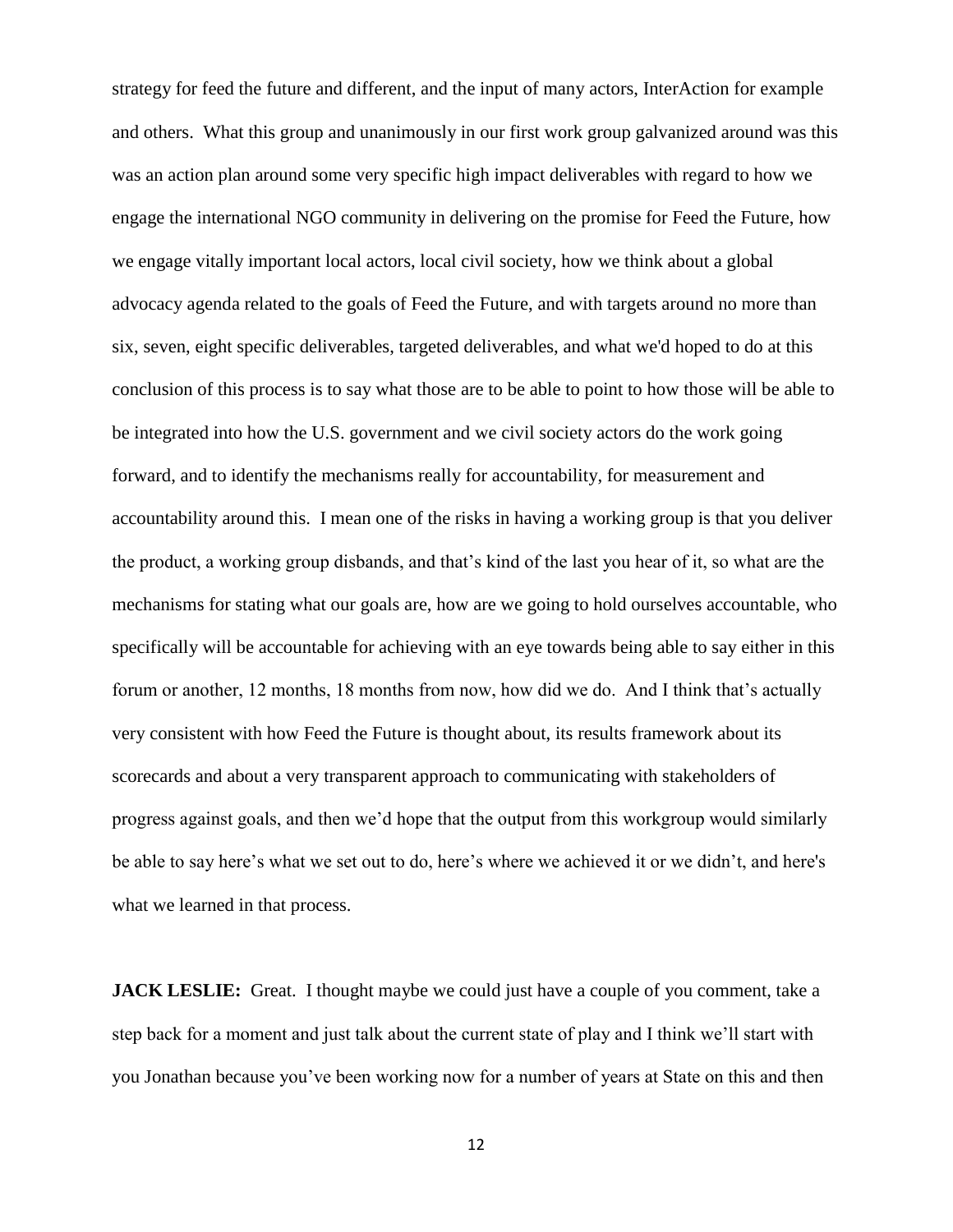strategy for feed the future and different, and the input of many actors, InterAction for example and others. What this group and unanimously in our first work group galvanized around was this was an action plan around some very specific high impact deliverables with regard to how we engage the international NGO community in delivering on the promise for Feed the Future, how we engage vitally important local actors, local civil society, how we think about a global advocacy agenda related to the goals of Feed the Future, and with targets around no more than six, seven, eight specific deliverables, targeted deliverables, and what we'd hoped to do at this conclusion of this process is to say what those are to be able to point to how those will be able to be integrated into how the U.S. government and we civil society actors do the work going forward, and to identify the mechanisms really for accountability, for measurement and accountability around this. I mean one of the risks in having a working group is that you deliver the product, a working group disbands, and that's kind of the last you hear of it, so what are the mechanisms for stating what our goals are, how are we going to hold ourselves accountable, who specifically will be accountable for achieving with an eye towards being able to say either in this forum or another, 12 months, 18 months from now, how did we do. And I think that's actually very consistent with how Feed the Future is thought about, its results framework about its scorecards and about a very transparent approach to communicating with stakeholders of progress against goals, and then we'd hope that the output from this workgroup would similarly be able to say here's what we set out to do, here's where we achieved it or we didn't, and here's what we learned in that process.

**JACK LESLIE:** Great. I thought maybe we could just have a couple of you comment, take a step back for a moment and just talk about the current state of play and I think we'll start with you Jonathan because you've been working now for a number of years at State on this and then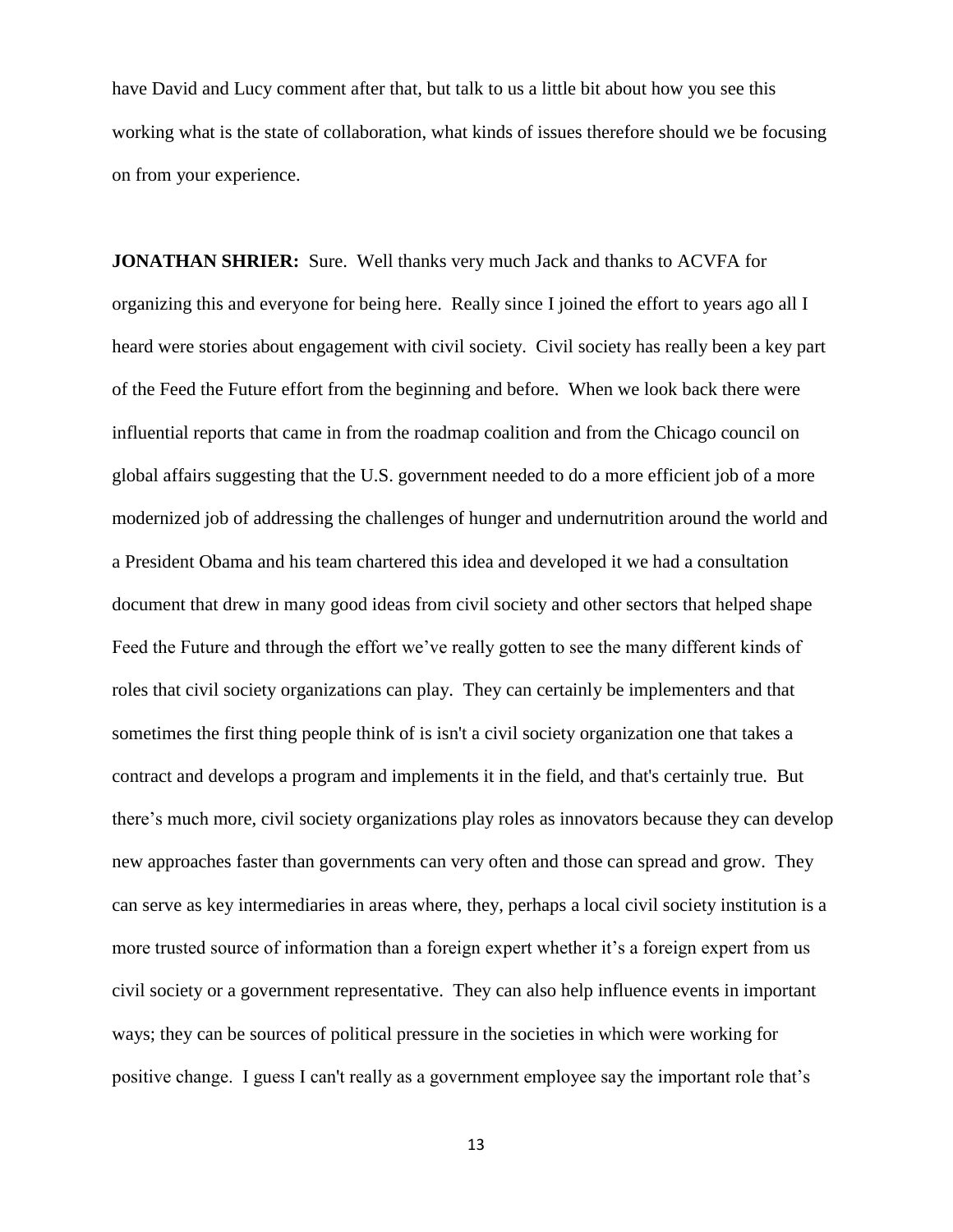have David and Lucy comment after that, but talk to us a little bit about how you see this working what is the state of collaboration, what kinds of issues therefore should we be focusing on from your experience.

**JONATHAN SHRIER:** Sure. Well thanks very much Jack and thanks to ACVFA for organizing this and everyone for being here. Really since I joined the effort to years ago all I heard were stories about engagement with civil society. Civil society has really been a key part of the Feed the Future effort from the beginning and before. When we look back there were influential reports that came in from the roadmap coalition and from the Chicago council on global affairs suggesting that the U.S. government needed to do a more efficient job of a more modernized job of addressing the challenges of hunger and undernutrition around the world and a President Obama and his team chartered this idea and developed it we had a consultation document that drew in many good ideas from civil society and other sectors that helped shape Feed the Future and through the effort we've really gotten to see the many different kinds of roles that civil society organizations can play. They can certainly be implementers and that sometimes the first thing people think of is isn't a civil society organization one that takes a contract and develops a program and implements it in the field, and that's certainly true. But there's much more, civil society organizations play roles as innovators because they can develop new approaches faster than governments can very often and those can spread and grow. They can serve as key intermediaries in areas where, they, perhaps a local civil society institution is a more trusted source of information than a foreign expert whether it's a foreign expert from us civil society or a government representative. They can also help influence events in important ways; they can be sources of political pressure in the societies in which were working for positive change. I guess I can't really as a government employee say the important role that's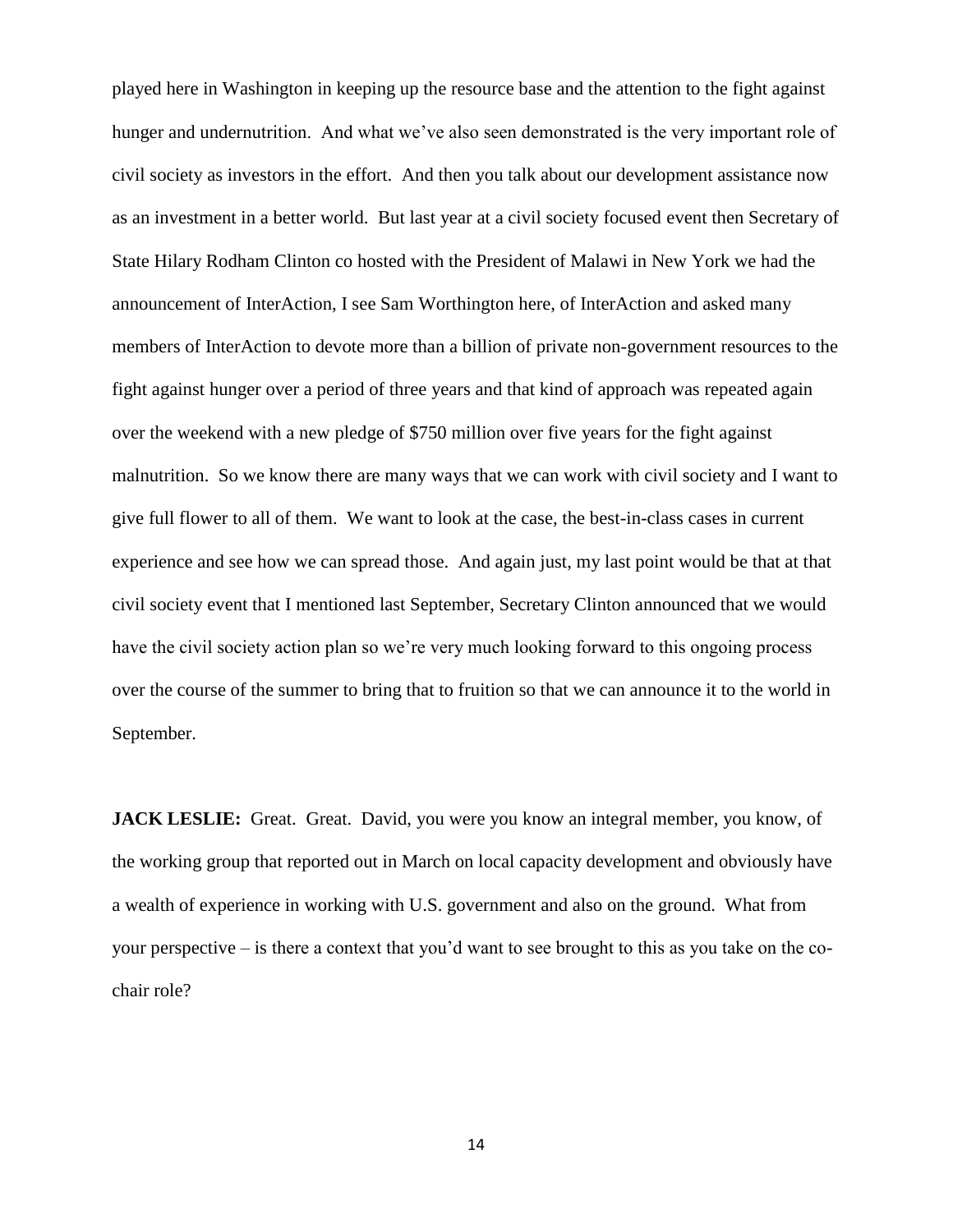played here in Washington in keeping up the resource base and the attention to the fight against hunger and undernutrition. And what we've also seen demonstrated is the very important role of civil society as investors in the effort. And then you talk about our development assistance now as an investment in a better world. But last year at a civil society focused event then Secretary of State Hilary Rodham Clinton co hosted with the President of Malawi in New York we had the announcement of InterAction, I see Sam Worthington here, of InterAction and asked many members of InterAction to devote more than a billion of private non-government resources to the fight against hunger over a period of three years and that kind of approach was repeated again over the weekend with a new pledge of $750 million over five years for the fight against malnutrition. So we know there are many ways that we can work with civil society and I want to give full flower to all of them. We want to look at the case, the best-in-class cases in current experience and see how we can spread those. And again just, my last point would be that at that civil society event that I mentioned last September, Secretary Clinton announced that we would have the civil society action plan so we're very much looking forward to this ongoing process over the course of the summer to bring that to fruition so that we can announce it to the world in September.

**JACK LESLIE:** Great. Great. David, you were you know an integral member, you know, of the working group that reported out in March on local capacity development and obviously have a wealth of experience in working with U.S. government and also on the ground. What from your perspective – is there a context that you'd want to see brought to this as you take on the co-chair role?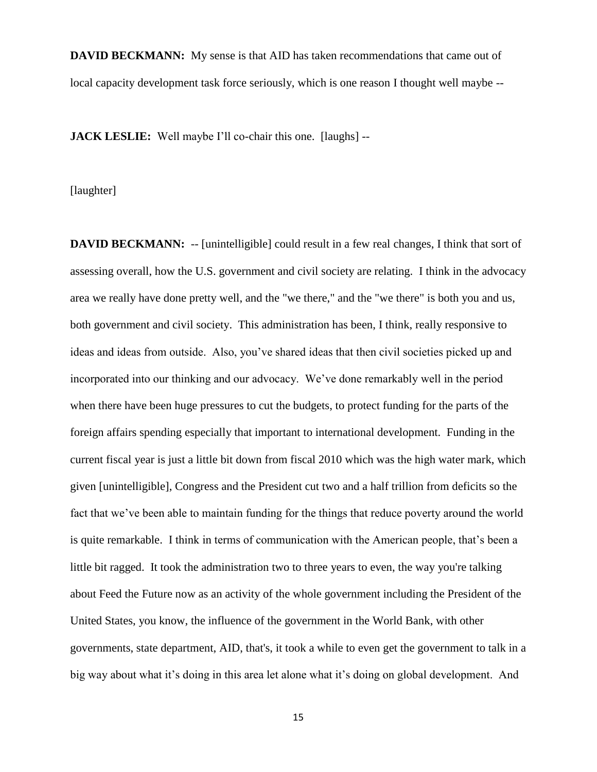**DAVID BECKMANN:** My sense is that AID has taken recommendations that came out of local capacity development task force seriously, which is one reason I thought well maybe --

**JACK LESLIE:** Well maybe I'll co-chair this one. [laughs] --

[laughter]

**DAVID BECKMANN:** -- [unintelligible] could result in a few real changes, I think that sort of assessing overall, how the U.S. government and civil society are relating. I think in the advocacy area we really have done pretty well, and the "we there," and the "we there" is both you and us, both government and civil society. This administration has been, I think, really responsive to ideas and ideas from outside. Also, you've shared ideas that then civil societies picked up and incorporated into our thinking and our advocacy. We've done remarkably well in the period when there have been huge pressures to cut the budgets, to protect funding for the parts of the foreign affairs spending especially that important to international development. Funding in the current fiscal year is just a little bit down from fiscal 2010 which was the high water mark, which given [unintelligible], Congress and the President cut two and a half trillion from deficits so the fact that we've been able to maintain funding for the things that reduce poverty around the world is quite remarkable. I think in terms of communication with the American people, that's been a little bit ragged. It took the administration two to three years to even, the way you're talking about Feed the Future now as an activity of the whole government including the President of the United States, you know, the influence of the government in the World Bank, with other governments, state department, AID, that's, it took a while to even get the government to talk in a big way about what it's doing in this area let alone what it's doing on global development. And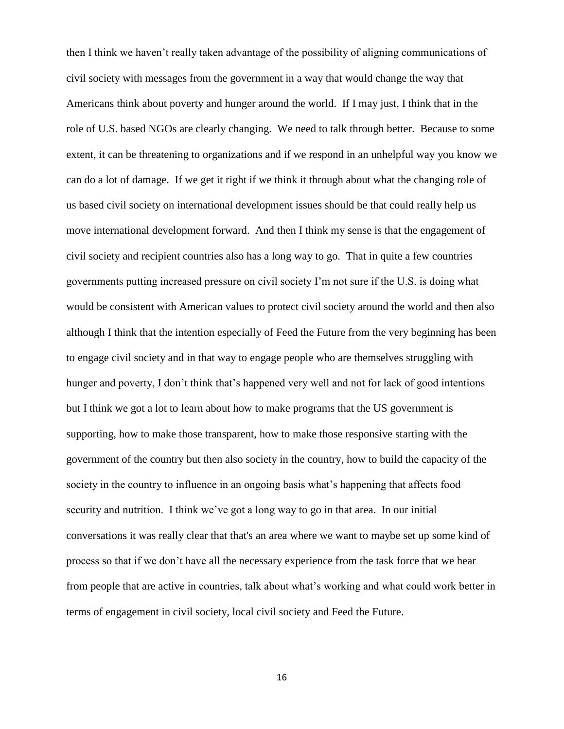then I think we haven't really taken advantage of the possibility of aligning communications of civil society with messages from the government in a way that would change the way that Americans think about poverty and hunger around the world. If I may just, I think that in the role of U.S. based NGOs are clearly changing. We need to talk through better. Because to some extent, it can be threatening to organizations and if we respond in an unhelpful way you know we can do a lot of damage. If we get it right if we think it through about what the changing role of us based civil society on international development issues should be that could really help us move international development forward. And then I think my sense is that the engagement of civil society and recipient countries also has a long way to go. That in quite a few countries governments putting increased pressure on civil society I'm not sure if the U.S. is doing what would be consistent with American values to protect civil society around the world and then also although I think that the intention especially of Feed the Future from the very beginning has been to engage civil society and in that way to engage people who are themselves struggling with hunger and poverty, I don't think that's happened very well and not for lack of good intentions but I think we got a lot to learn about how to make programs that the US government is supporting, how to make those transparent, how to make those responsive starting with the government of the country but then also society in the country, how to build the capacity of the society in the country to influence in an ongoing basis what's happening that affects food security and nutrition. I think we've got a long way to go in that area. In our initial conversations it was really clear that that's an area where we want to maybe set up some kind of process so that if we don't have all the necessary experience from the task force that we hear from people that are active in countries, talk about what's working and what could work better in terms of engagement in civil society, local civil society and Feed the Future.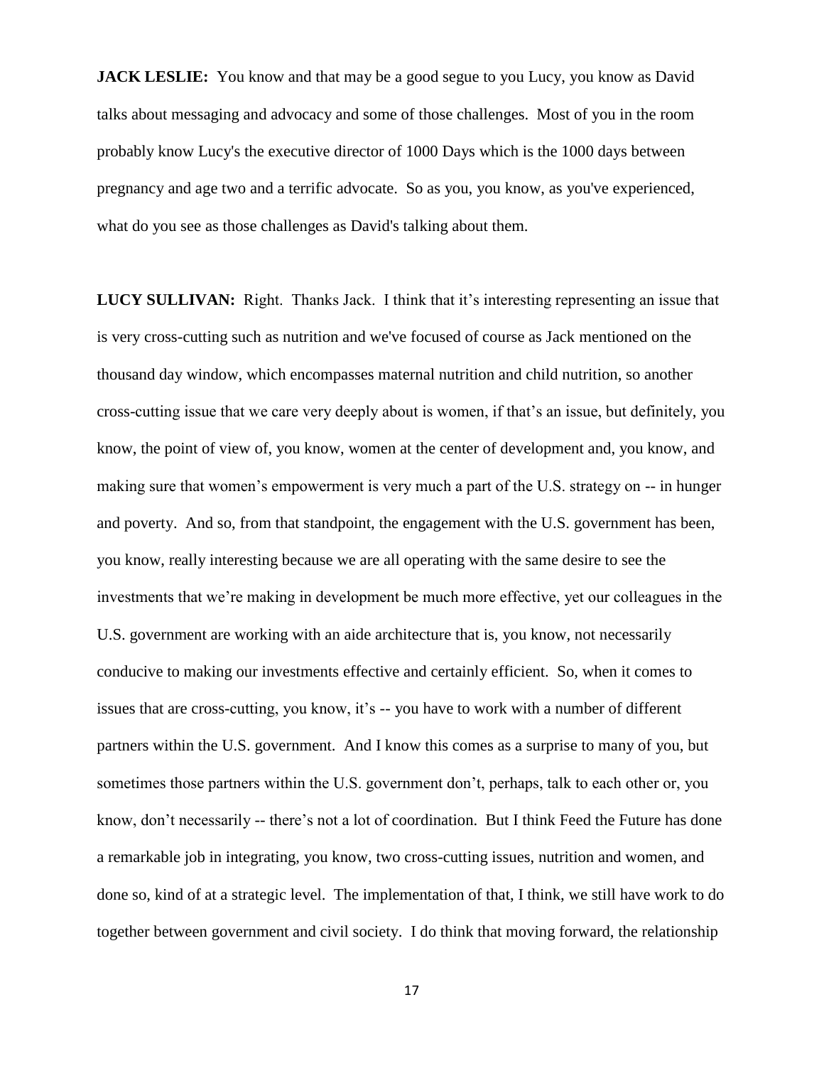**JACK LESLIE:** You know and that may be a good segue to you Lucy, you know as David talks about messaging and advocacy and some of those challenges. Most of you in the room probably know Lucy's the executive director of 1000 Days which is the 1000 days between pregnancy and age two and a terrific advocate. So as you, you know, as you've experienced, what do you see as those challenges as David's talking about them.

**LUCY SULLIVAN:** Right. Thanks Jack. I think that it's interesting representing an issue that is very cross-cutting such as nutrition and we've focused of course as Jack mentioned on the thousand day window, which encompasses maternal nutrition and child nutrition, so another cross-cutting issue that we care very deeply about is women, if that's an issue, but definitely, you know, the point of view of, you know, women at the center of development and, you know, and making sure that women's empowerment is very much a part of the U.S. strategy on -- in hunger and poverty. And so, from that standpoint, the engagement with the U.S. government has been, you know, really interesting because we are all operating with the same desire to see the investments that we're making in development be much more effective, yet our colleagues in the U.S. government are working with an aide architecture that is, you know, not necessarily conducive to making our investments effective and certainly efficient. So, when it comes to issues that are cross-cutting, you know, it's -- you have to work with a number of different partners within the U.S. government. And I know this comes as a surprise to many of you, but sometimes those partners within the U.S. government don't, perhaps, talk to each other or, you know, don't necessarily -- there's not a lot of coordination. But I think Feed the Future has done a remarkable job in integrating, you know, two cross-cutting issues, nutrition and women, and done so, kind of at a strategic level. The implementation of that, I think, we still have work to do together between government and civil society. I do think that moving forward, the relationship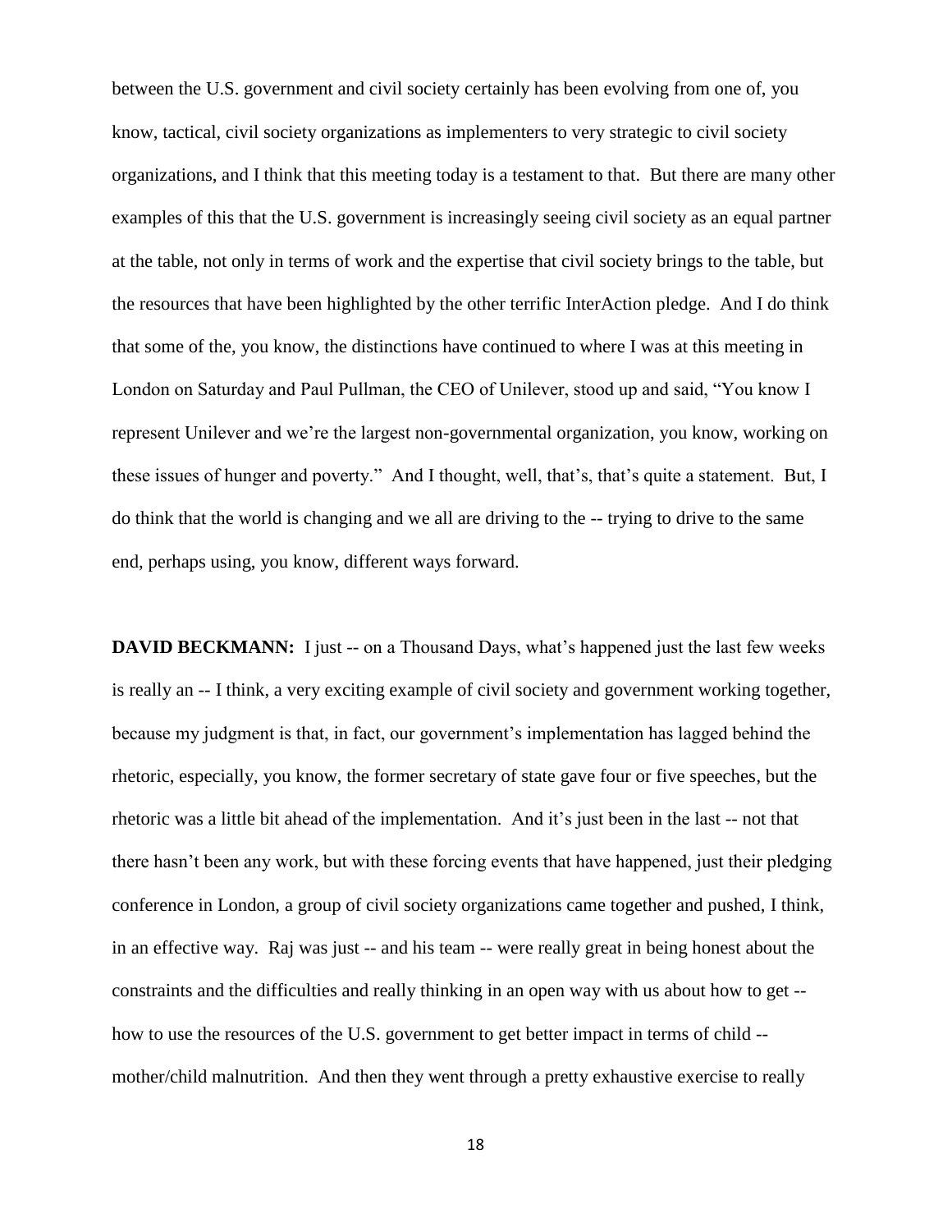between the U.S. government and civil society certainly has been evolving from one of, you know, tactical, civil society organizations as implementers to very strategic to civil society organizations, and I think that this meeting today is a testament to that. But there are many other examples of this that the U.S. government is increasingly seeing civil society as an equal partner at the table, not only in terms of work and the expertise that civil society brings to the table, but the resources that have been highlighted by the other terrific InterAction pledge. And I do think that some of the, you know, the distinctions have continued to where I was at this meeting in London on Saturday and Paul Pullman, the CEO of Unilever, stood up and said, "You know I represent Unilever and we're the largest non-governmental organization, you know, working on these issues of hunger and poverty." And I thought, well, that's, that's quite a statement. But, I do think that the world is changing and we all are driving to the -- trying to drive to the same end, perhaps using, you know, different ways forward.

**DAVID BECKMANN:** I just -- on a Thousand Days, what's happened just the last few weeks is really an -- I think, a very exciting example of civil society and government working together, because my judgment is that, in fact, our government's implementation has lagged behind the rhetoric, especially, you know, the former secretary of state gave four or five speeches, but the rhetoric was a little bit ahead of the implementation. And it's just been in the last -- not that there hasn't been any work, but with these forcing events that have happened, just their pledging conference in London, a group of civil society organizations came together and pushed, I think, in an effective way. Raj was just -- and his team -- were really great in being honest about the constraints and the difficulties and really thinking in an open way with us about how to get -- how to use the resources of the U.S. government to get better impact in terms of child -- mother/child malnutrition. And then they went through a pretty exhaustive exercise to really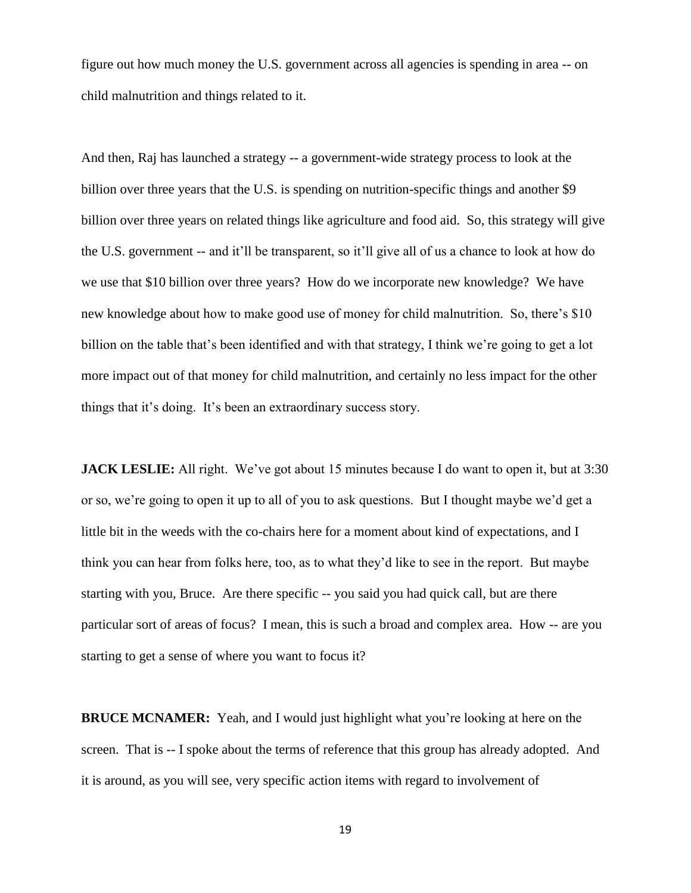figure out how much money the U.S. government across all agencies is spending in area -- on child malnutrition and things related to it.

And then, Raj has launched a strategy -- a government-wide strategy process to look at the billion over three years that the U.S. is spending on nutrition-specific things and another $9 billion over three years on related things like agriculture and food aid. So, this strategy will give the U.S. government -- and it'll be transparent, so it'll give all of us a chance to look at how do we use that $10 billion over three years? How do we incorporate new knowledge? We have new knowledge about how to make good use of money for child malnutrition. So, there's $10 billion on the table that's been identified and with that strategy, I think we're going to get a lot more impact out of that money for child malnutrition, and certainly no less impact for the other things that it's doing. It's been an extraordinary success story.

**JACK LESLIE:** All right. We've got about 15 minutes because I do want to open it, but at 3:30 or so, we're going to open it up to all of you to ask questions. But I thought maybe we'd get a little bit in the weeds with the co-chairs here for a moment about kind of expectations, and I think you can hear from folks here, too, as to what they'd like to see in the report. But maybe starting with you, Bruce. Are there specific -- you said you had quick call, but are there particular sort of areas of focus? I mean, this is such a broad and complex area. How -- are you starting to get a sense of where you want to focus it?

**BRUCE MCNAMER:** Yeah, and I would just highlight what you're looking at here on the screen. That is -- I spoke about the terms of reference that this group has already adopted. And it is around, as you will see, very specific action items with regard to involvement of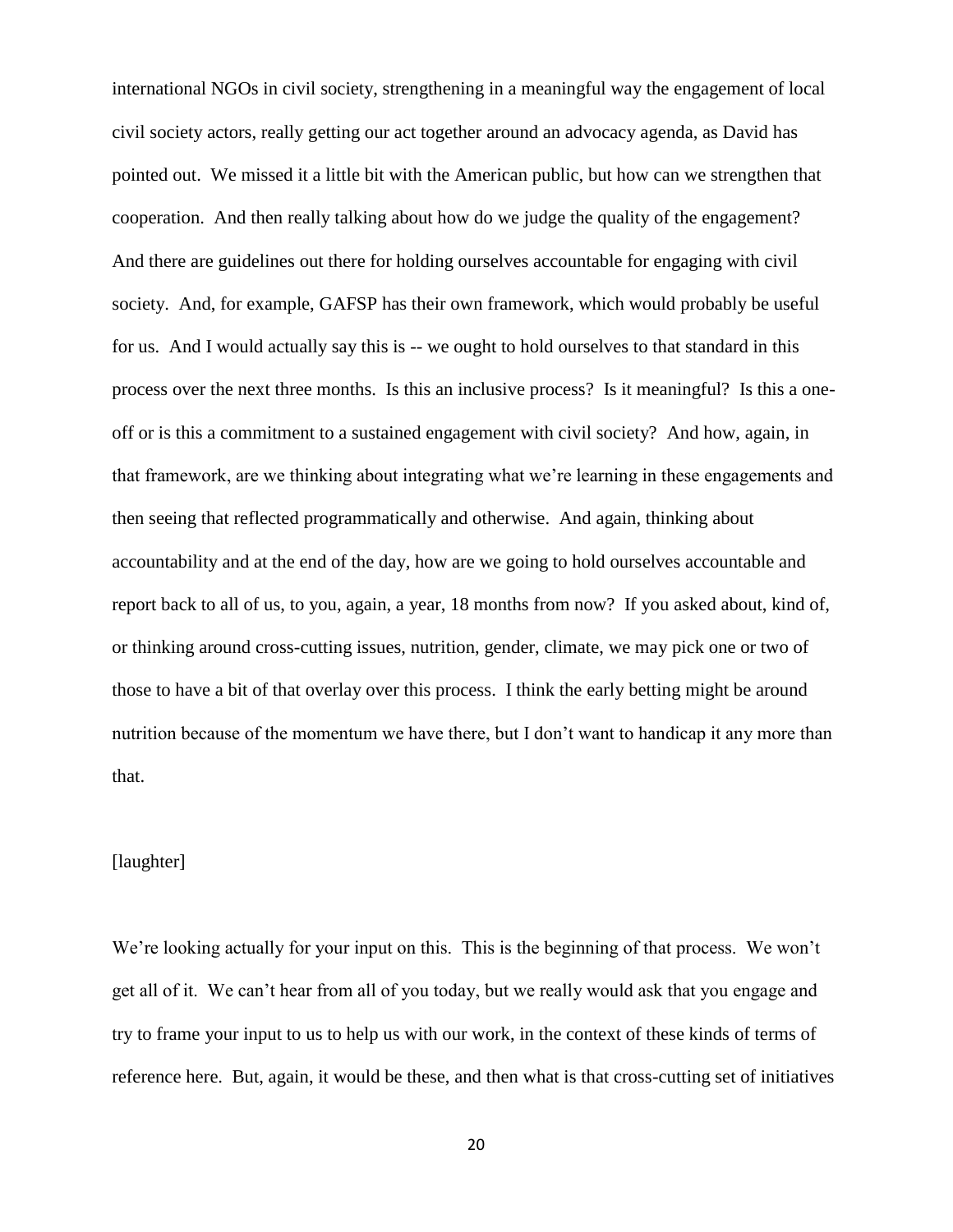international NGOs in civil society, strengthening in a meaningful way the engagement of local civil society actors, really getting our act together around an advocacy agenda, as David has pointed out. We missed it a little bit with the American public, but how can we strengthen that cooperation. And then really talking about how do we judge the quality of the engagement? And there are guidelines out there for holding ourselves accountable for engaging with civil society. And, for example, GAFSP has their own framework, which would probably be useful for us. And I would actually say this is -- we ought to hold ourselves to that standard in this process over the next three months. Is this an inclusive process? Is it meaningful? Is this a one-off or is this a commitment to a sustained engagement with civil society? And how, again, in that framework, are we thinking about integrating what we're learning in these engagements and then seeing that reflected programmatically and otherwise. And again, thinking about accountability and at the end of the day, how are we going to hold ourselves accountable and report back to all of us, to you, again, a year, 18 months from now? If you asked about, kind of, or thinking around cross-cutting issues, nutrition, gender, climate, we may pick one or two of those to have a bit of that overlay over this process. I think the early betting might be around nutrition because of the momentum we have there, but I don't want to handicap it any more than that.

[laughter]

We're looking actually for your input on this. This is the beginning of that process. We won't get all of it. We can't hear from all of you today, but we really would ask that you engage and try to frame your input to us to help us with our work, in the context of these kinds of terms of reference here. But, again, it would be these, and then what is that cross-cutting set of initiatives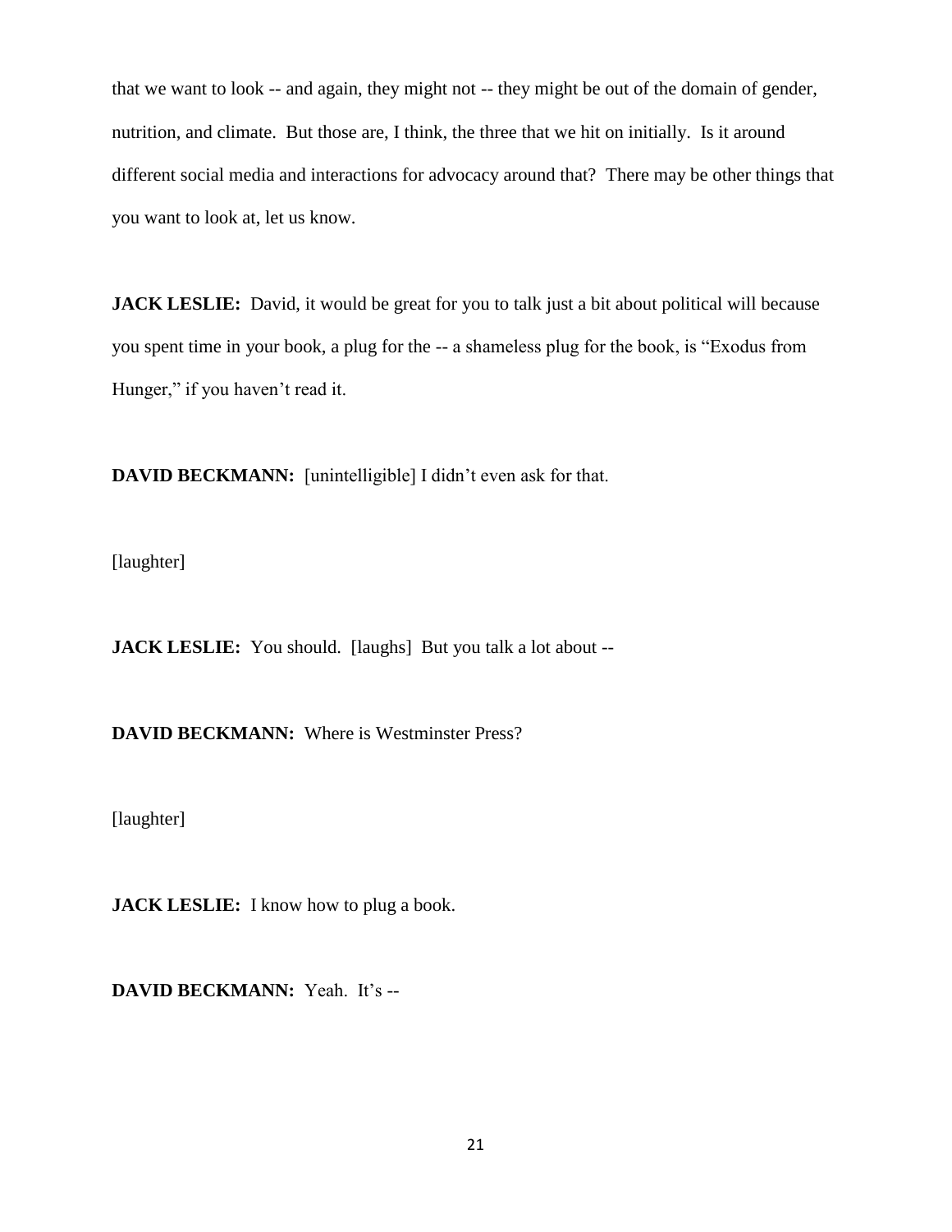that we want to look -- and again, they might not -- they might be out of the domain of gender, nutrition, and climate. But those are, I think, the three that we hit on initially. Is it around different social media and interactions for advocacy around that? There may be other things that you want to look at, let us know.

**JACK LESLIE:** David, it would be great for you to talk just a bit about political will because you spent time in your book, a plug for the -- a shameless plug for the book, is "Exodus from Hunger," if you haven't read it.

**DAVID BECKMANN:** [unintelligible] I didn't even ask for that.

[laughter]

**JACK LESLIE:** You should. [laughs] But you talk a lot about --

**DAVID BECKMANN:** Where is Westminster Press?

[laughter]

**JACK LESLIE:** I know how to plug a book.

**DAVID BECKMANN:** Yeah. It's --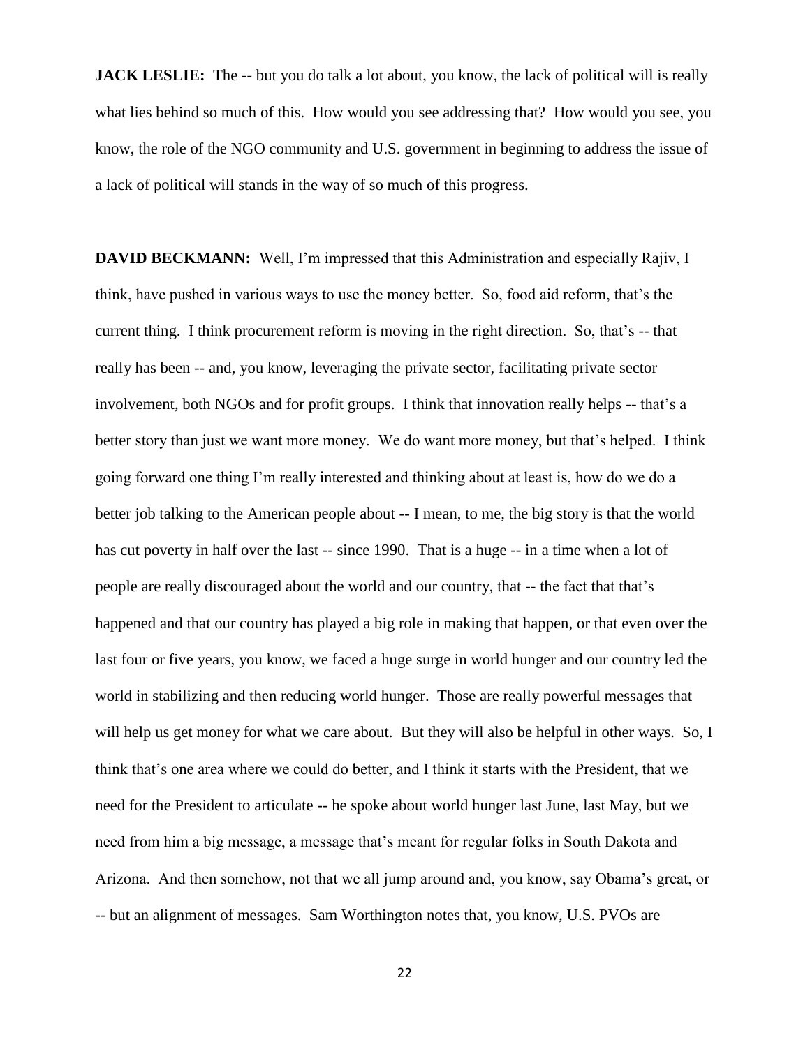**JACK LESLIE:** The -- but you do talk a lot about, you know, the lack of political will is really what lies behind so much of this. How would you see addressing that? How would you see, you know, the role of the NGO community and U.S. government in beginning to address the issue of a lack of political will stands in the way of so much of this progress.

**DAVID BECKMANN:** Well, I'm impressed that this Administration and especially Rajiv, I think, have pushed in various ways to use the money better. So, food aid reform, that's the current thing. I think procurement reform is moving in the right direction. So, that's -- that really has been -- and, you know, leveraging the private sector, facilitating private sector involvement, both NGOs and for profit groups. I think that innovation really helps -- that's a better story than just we want more money. We do want more money, but that's helped. I think going forward one thing I'm really interested and thinking about at least is, how do we do a better job talking to the American people about -- I mean, to me, the big story is that the world has cut poverty in half over the last -- since 1990. That is a huge -- in a time when a lot of people are really discouraged about the world and our country, that -- the fact that that's happened and that our country has played a big role in making that happen, or that even over the last four or five years, you know, we faced a huge surge in world hunger and our country led the world in stabilizing and then reducing world hunger. Those are really powerful messages that will help us get money for what we care about. But they will also be helpful in other ways. So, I think that's one area where we could do better, and I think it starts with the President, that we need for the President to articulate -- he spoke about world hunger last June, last May, but we need from him a big message, a message that's meant for regular folks in South Dakota and Arizona. And then somehow, not that we all jump around and, you know, say Obama's great, or -- but an alignment of messages. Sam Worthington notes that, you know, U.S. PVOs are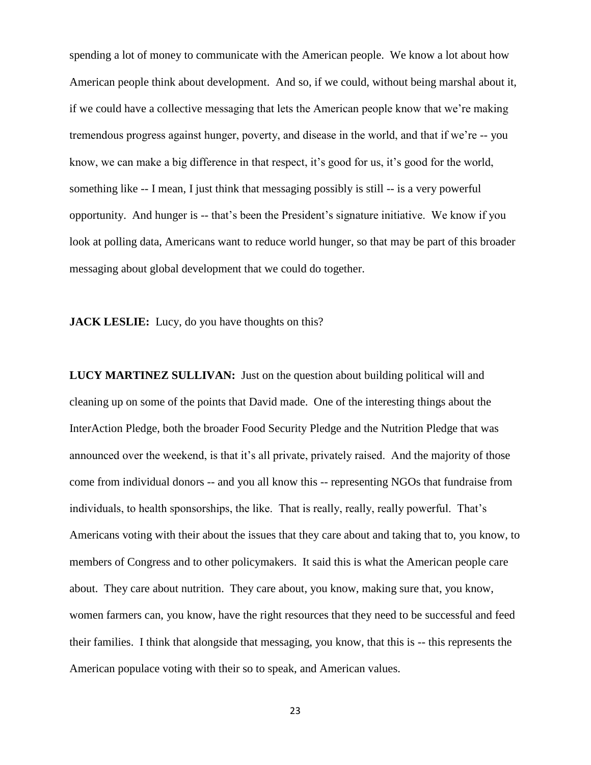spending a lot of money to communicate with the American people. We know a lot about how American people think about development. And so, if we could, without being marshal about it, if we could have a collective messaging that lets the American people know that we're making tremendous progress against hunger, poverty, and disease in the world, and that if we're -- you know, we can make a big difference in that respect, it's good for us, it's good for the world, something like -- I mean, I just think that messaging possibly is still -- is a very powerful opportunity. And hunger is -- that's been the President's signature initiative. We know if you look at polling data, Americans want to reduce world hunger, so that may be part of this broader messaging about global development that we could do together.

**JACK LESLIE:** Lucy, do you have thoughts on this?

**LUCY MARTINEZ SULLIVAN:** Just on the question about building political will and cleaning up on some of the points that David made. One of the interesting things about the InterAction Pledge, both the broader Food Security Pledge and the Nutrition Pledge that was announced over the weekend, is that it's all private, privately raised. And the majority of those come from individual donors -- and you all know this -- representing NGOs that fundraise from individuals, to health sponsorships, the like. That is really, really, really powerful. That's Americans voting with their about the issues that they care about and taking that to, you know, to members of Congress and to other policymakers. It said this is what the American people care about. They care about nutrition. They care about, you know, making sure that, you know, women farmers can, you know, have the right resources that they need to be successful and feed their families. I think that alongside that messaging, you know, that this is -- this represents the American populace voting with their so to speak, and American values.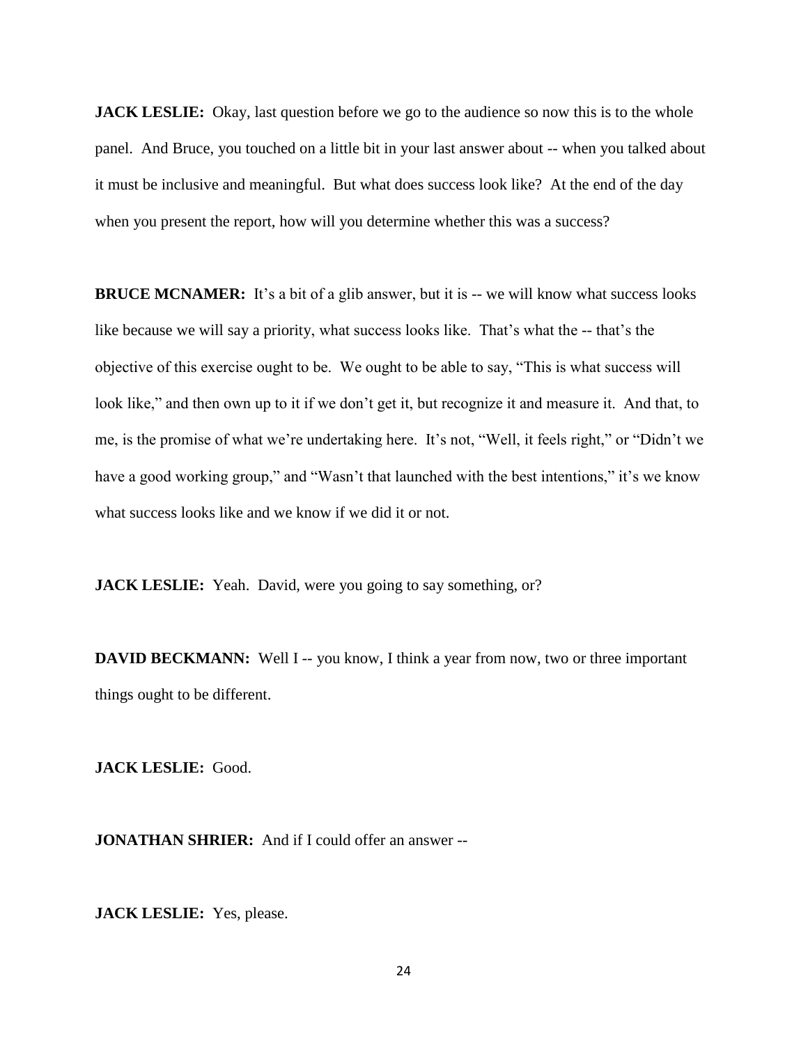**JACK LESLIE:** Okay, last question before we go to the audience so now this is to the whole panel. And Bruce, you touched on a little bit in your last answer about -- when you talked about it must be inclusive and meaningful. But what does success look like? At the end of the day when you present the report, how will you determine whether this was a success?

**BRUCE MCNAMER:** It's a bit of a glib answer, but it is -- we will know what success looks like because we will say a priority, what success looks like. That's what the -- that's the objective of this exercise ought to be. We ought to be able to say, "This is what success will look like," and then own up to it if we don't get it, but recognize it and measure it. And that, to me, is the promise of what we're undertaking here. It's not, "Well, it feels right," or "Didn't we have a good working group," and "Wasn't that launched with the best intentions," it's we know what success looks like and we know if we did it or not.

**JACK LESLIE:** Yeah. David, were you going to say something, or?

**DAVID BECKMANN:** Well I -- you know, I think a year from now, two or three important things ought to be different.

**JACK LESLIE:** Good.

**JONATHAN SHRIER:** And if I could offer an answer --

**JACK LESLIE:** Yes, please.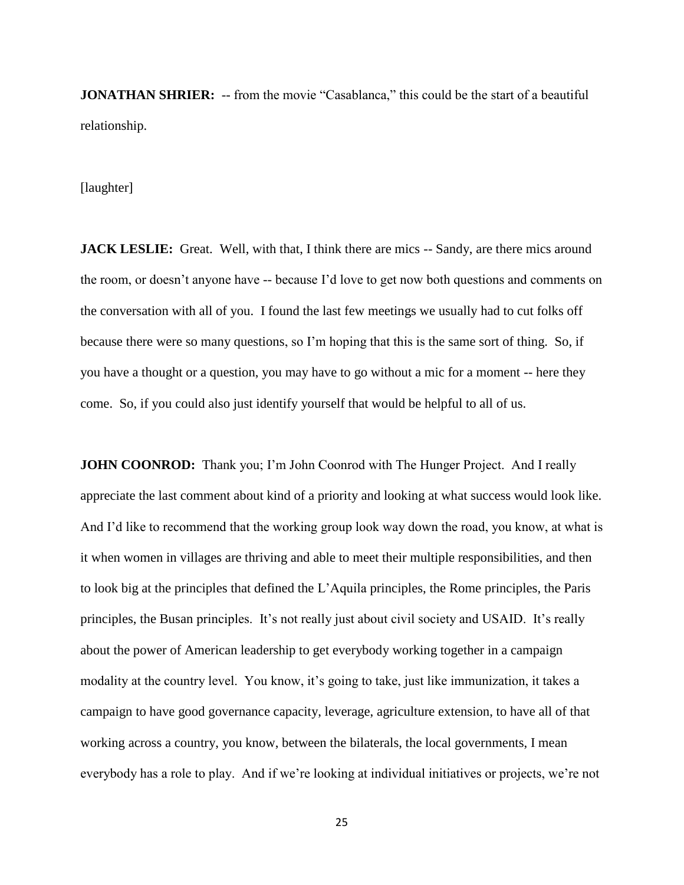**JONATHAN SHRIER:** -- from the movie "Casablanca," this could be the start of a beautiful relationship.

[laughter]

**JACK LESLIE:** Great. Well, with that, I think there are mics -- Sandy, are there mics around the room, or doesn't anyone have -- because I'd love to get now both questions and comments on the conversation with all of you. I found the last few meetings we usually had to cut folks off because there were so many questions, so I'm hoping that this is the same sort of thing. So, if you have a thought or a question, you may have to go without a mic for a moment -- here they come. So, if you could also just identify yourself that would be helpful to all of us.

**JOHN COONROD:** Thank you; I'm John Coonrod with The Hunger Project. And I really appreciate the last comment about kind of a priority and looking at what success would look like. And I'd like to recommend that the working group look way down the road, you know, at what is it when women in villages are thriving and able to meet their multiple responsibilities, and then to look big at the principles that defined the L'Aquila principles, the Rome principles, the Paris principles, the Busan principles. It's not really just about civil society and USAID. It's really about the power of American leadership to get everybody working together in a campaign modality at the country level. You know, it's going to take, just like immunization, it takes a campaign to have good governance capacity, leverage, agriculture extension, to have all of that working across a country, you know, between the bilaterals, the local governments, I mean everybody has a role to play. And if we're looking at individual initiatives or projects, we're not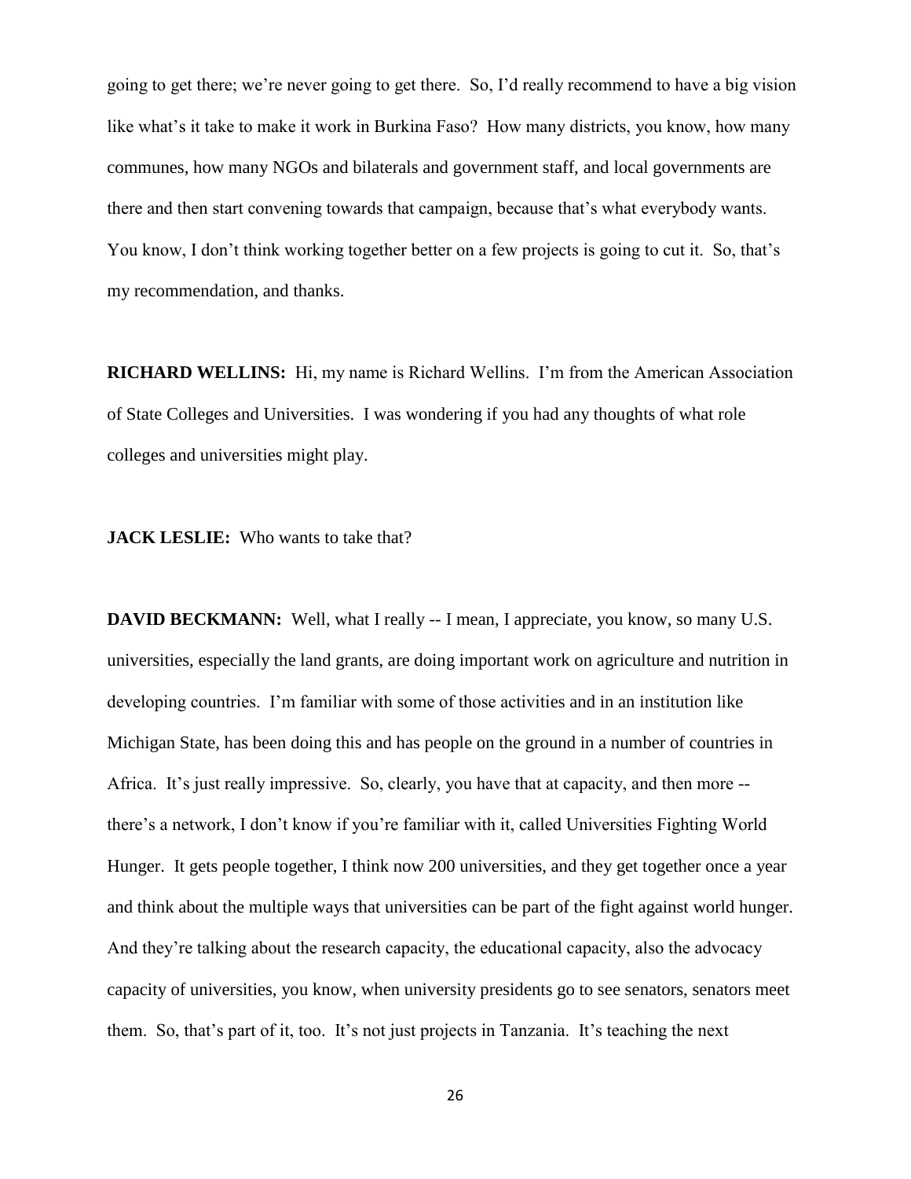going to get there; we're never going to get there. So, I'd really recommend to have a big vision like what's it take to make it work in Burkina Faso? How many districts, you know, how many communes, how many NGOs and bilaterals and government staff, and local governments are there and then start convening towards that campaign, because that's what everybody wants. You know, I don't think working together better on a few projects is going to cut it. So, that's my recommendation, and thanks.

**RICHARD WELLINS:** Hi, my name is Richard Wellins. I'm from the American Association of State Colleges and Universities. I was wondering if you had any thoughts of what role colleges and universities might play.

**JACK LESLIE:** Who wants to take that?

**DAVID BECKMANN:** Well, what I really -- I mean, I appreciate, you know, so many U.S. universities, especially the land grants, are doing important work on agriculture and nutrition in developing countries. I'm familiar with some of those activities and in an institution like Michigan State, has been doing this and has people on the ground in a number of countries in Africa. It's just really impressive. So, clearly, you have that at capacity, and then more -- there's a network, I don't know if you're familiar with it, called Universities Fighting World Hunger. It gets people together, I think now 200 universities, and they get together once a year and think about the multiple ways that universities can be part of the fight against world hunger. And they're talking about the research capacity, the educational capacity, also the advocacy capacity of universities, you know, when university presidents go to see senators, senators meet them. So, that's part of it, too. It's not just projects in Tanzania. It's teaching the next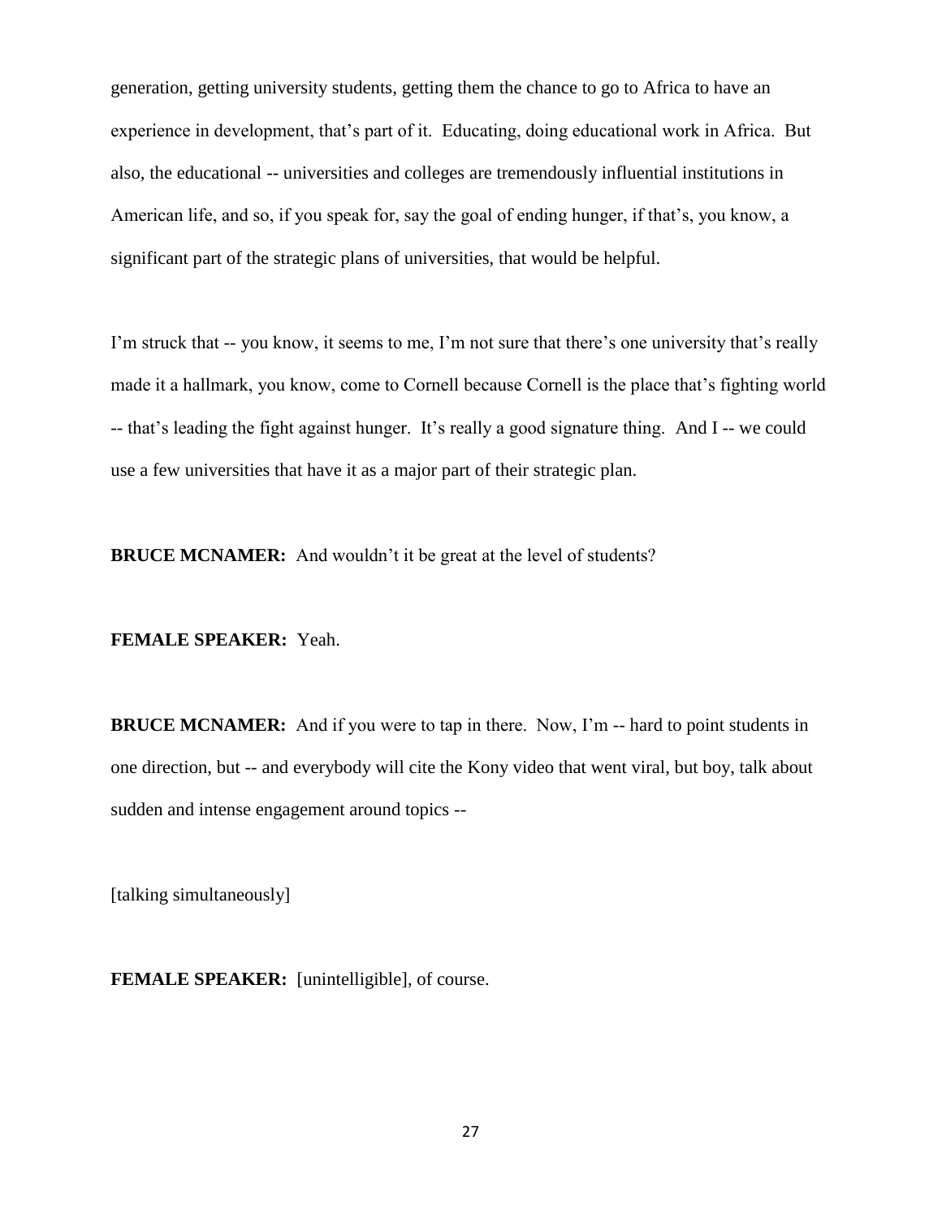generation, getting university students, getting them the chance to go to Africa to have an experience in development, that's part of it. Educating, doing educational work in Africa. But also, the educational -- universities and colleges are tremendously influential institutions in American life, and so, if you speak for, say the goal of ending hunger, if that's, you know, a significant part of the strategic plans of universities, that would be helpful.

I'm struck that -- you know, it seems to me, I'm not sure that there's one university that's really made it a hallmark, you know, come to Cornell because Cornell is the place that's fighting world -- that's leading the fight against hunger. It's really a good signature thing. And I -- we could use a few universities that have it as a major part of their strategic plan.

**BRUCE MCNAMER:** And wouldn't it be great at the level of students?

**FEMALE SPEAKER:** Yeah.

**BRUCE MCNAMER:** And if you were to tap in there. Now, I'm -- hard to point students in one direction, but -- and everybody will cite the Kony video that went viral, but boy, talk about sudden and intense engagement around topics --

[talking simultaneously]

**FEMALE SPEAKER:** [unintelligible], of course.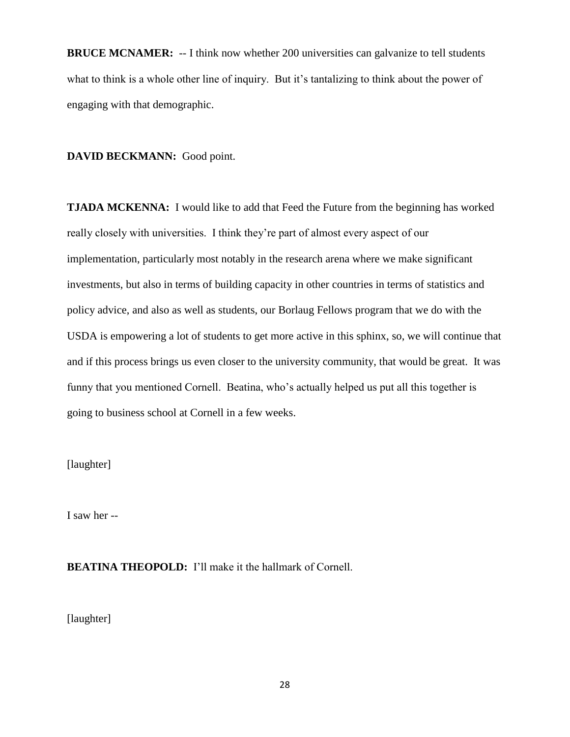**BRUCE MCNAMER:** -- I think now whether 200 universities can galvanize to tell students what to think is a whole other line of inquiry. But it's tantalizing to think about the power of engaging with that demographic.

**DAVID BECKMANN:** Good point.

**TJADA MCKENNA:** I would like to add that Feed the Future from the beginning has worked really closely with universities. I think they're part of almost every aspect of our implementation, particularly most notably in the research arena where we make significant investments, but also in terms of building capacity in other countries in terms of statistics and policy advice, and also as well as students, our Borlaug Fellows program that we do with the USDA is empowering a lot of students to get more active in this sphinx, so, we will continue that and if this process brings us even closer to the university community, that would be great. It was funny that you mentioned Cornell. Beatina, who's actually helped us put all this together is going to business school at Cornell in a few weeks.

[laughter]

I saw her --

**BEATINA THEOPOLD:** I'll make it the hallmark of Cornell.

[laughter]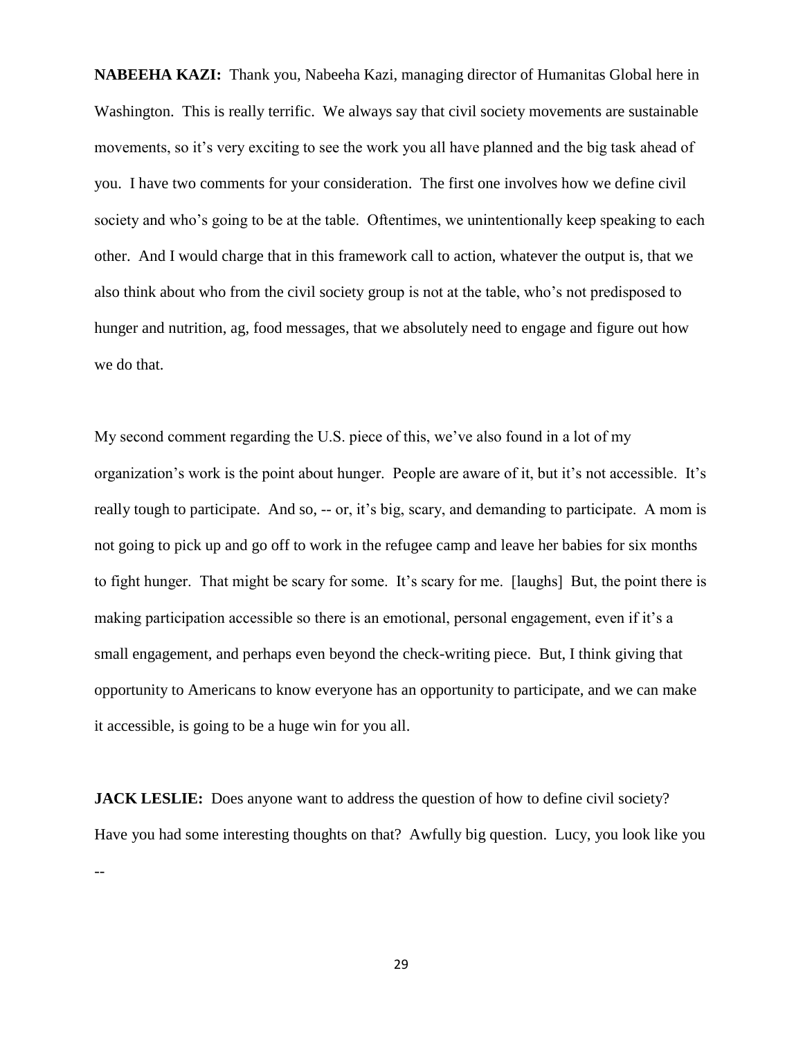**NABEEHA KAZI:** Thank you, Nabeeha Kazi, managing director of Humanitas Global here in Washington. This is really terrific. We always say that civil society movements are sustainable movements, so it's very exciting to see the work you all have planned and the big task ahead of you. I have two comments for your consideration. The first one involves how we define civil society and who's going to be at the table. Oftentimes, we unintentionally keep speaking to each other. And I would charge that in this framework call to action, whatever the output is, that we also think about who from the civil society group is not at the table, who's not predisposed to hunger and nutrition, ag, food messages, that we absolutely need to engage and figure out how we do that.

My second comment regarding the U.S. piece of this, we've also found in a lot of my organization's work is the point about hunger. People are aware of it, but it's not accessible. It's really tough to participate. And so, -- or, it's big, scary, and demanding to participate. A mom is not going to pick up and go off to work in the refugee camp and leave her babies for six months to fight hunger. That might be scary for some. It's scary for me. [laughs] But, the point there is making participation accessible so there is an emotional, personal engagement, even if it's a small engagement, and perhaps even beyond the check-writing piece. But, I think giving that opportunity to Americans to know everyone has an opportunity to participate, and we can make it accessible, is going to be a huge win for you all.

**JACK LESLIE:** Does anyone want to address the question of how to define civil society? Have you had some interesting thoughts on that? Awfully big question. Lucy, you look like you --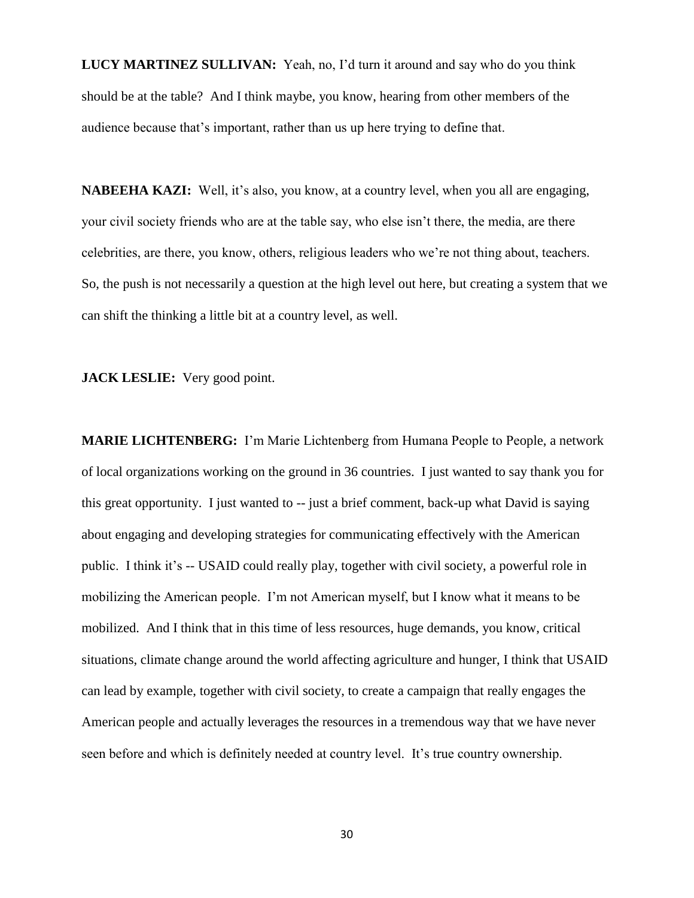**LUCY MARTINEZ SULLIVAN:** Yeah, no, I'd turn it around and say who do you think should be at the table? And I think maybe, you know, hearing from other members of the audience because that's important, rather than us up here trying to define that.

**NABEEHA KAZI:** Well, it's also, you know, at a country level, when you all are engaging, your civil society friends who are at the table say, who else isn't there, the media, are there celebrities, are there, you know, others, religious leaders who we're not thing about, teachers. So, the push is not necessarily a question at the high level out here, but creating a system that we can shift the thinking a little bit at a country level, as well.

**JACK LESLIE:** Very good point.

**MARIE LICHTENBERG:** I'm Marie Lichtenberg from Humana People to People, a network of local organizations working on the ground in 36 countries. I just wanted to say thank you for this great opportunity. I just wanted to -- just a brief comment, back-up what David is saying about engaging and developing strategies for communicating effectively with the American public. I think it's -- USAID could really play, together with civil society, a powerful role in mobilizing the American people. I'm not American myself, but I know what it means to be mobilized. And I think that in this time of less resources, huge demands, you know, critical situations, climate change around the world affecting agriculture and hunger, I think that USAID can lead by example, together with civil society, to create a campaign that really engages the American people and actually leverages the resources in a tremendous way that we have never seen before and which is definitely needed at country level. It's true country ownership.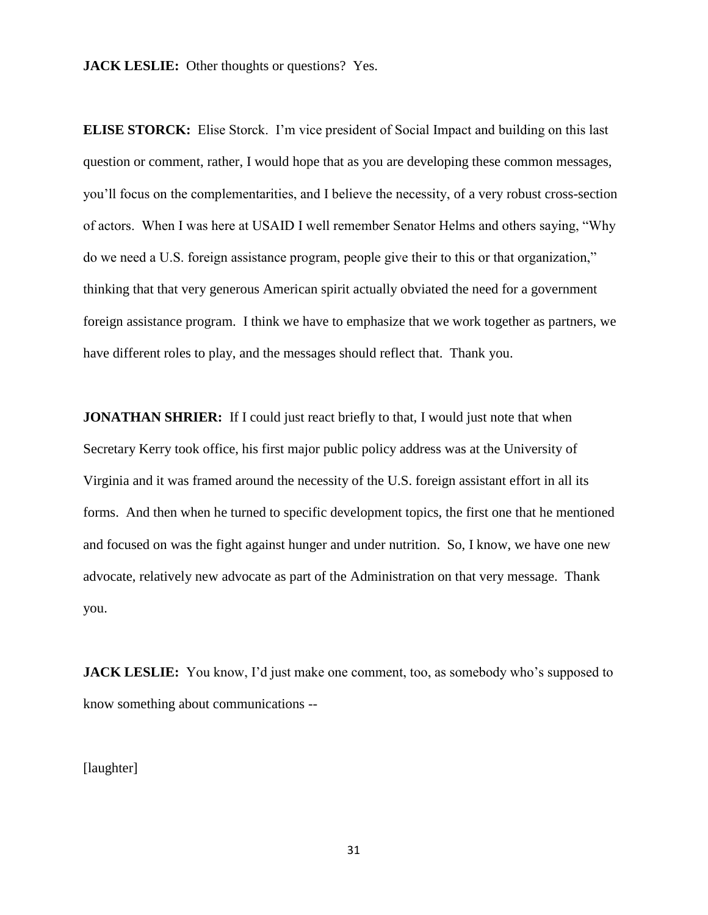**JACK LESLIE:** Other thoughts or questions? Yes.

**ELISE STORCK:** Elise Storck. I'm vice president of Social Impact and building on this last question or comment, rather, I would hope that as you are developing these common messages, you'll focus on the complementarities, and I believe the necessity, of a very robust cross-section of actors. When I was here at USAID I well remember Senator Helms and others saying, "Why do we need a U.S. foreign assistance program, people give their to this or that organization," thinking that that very generous American spirit actually obviated the need for a government foreign assistance program. I think we have to emphasize that we work together as partners, we have different roles to play, and the messages should reflect that. Thank you.

**JONATHAN SHRIER:** If I could just react briefly to that, I would just note that when Secretary Kerry took office, his first major public policy address was at the University of Virginia and it was framed around the necessity of the U.S. foreign assistant effort in all its forms. And then when he turned to specific development topics, the first one that he mentioned and focused on was the fight against hunger and under nutrition. So, I know, we have one new advocate, relatively new advocate as part of the Administration on that very message. Thank you.

**JACK LESLIE:** You know, I'd just make one comment, too, as somebody who's supposed to know something about communications --

[laughter]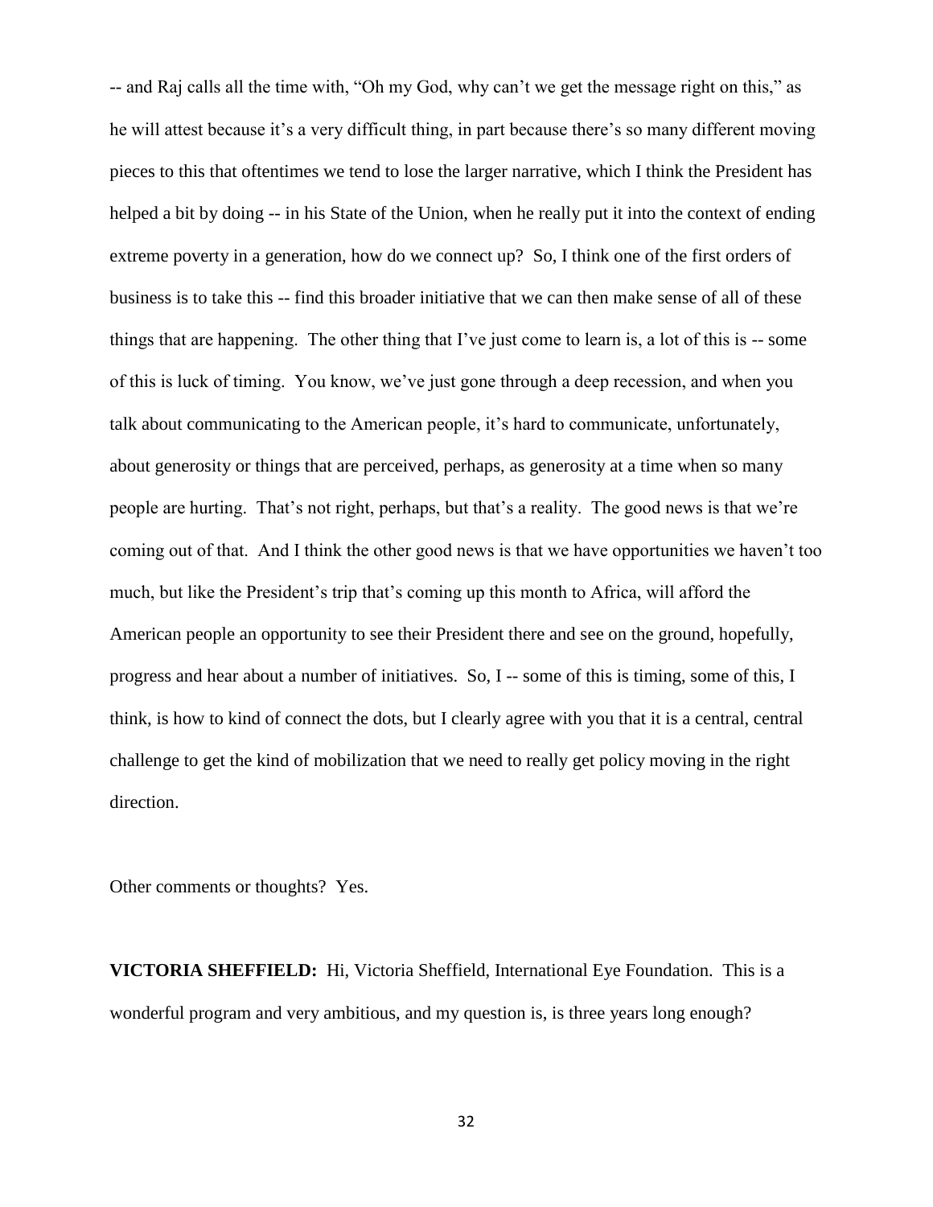-- and Raj calls all the time with, "Oh my God, why can't we get the message right on this," as he will attest because it's a very difficult thing, in part because there's so many different moving pieces to this that oftentimes we tend to lose the larger narrative, which I think the President has helped a bit by doing -- in his State of the Union, when he really put it into the context of ending extreme poverty in a generation, how do we connect up? So, I think one of the first orders of business is to take this -- find this broader initiative that we can then make sense of all of these things that are happening. The other thing that I've just come to learn is, a lot of this is -- some of this is luck of timing. You know, we've just gone through a deep recession, and when you talk about communicating to the American people, it's hard to communicate, unfortunately, about generosity or things that are perceived, perhaps, as generosity at a time when so many people are hurting. That's not right, perhaps, but that's a reality. The good news is that we're coming out of that. And I think the other good news is that we have opportunities we haven't too much, but like the President's trip that's coming up this month to Africa, will afford the American people an opportunity to see their President there and see on the ground, hopefully, progress and hear about a number of initiatives. So, I -- some of this is timing, some of this, I think, is how to kind of connect the dots, but I clearly agree with you that it is a central, central challenge to get the kind of mobilization that we need to really get policy moving in the right direction.

Other comments or thoughts? Yes.

**VICTORIA SHEFFIELD:** Hi, Victoria Sheffield, International Eye Foundation. This is a wonderful program and very ambitious, and my question is, is three years long enough?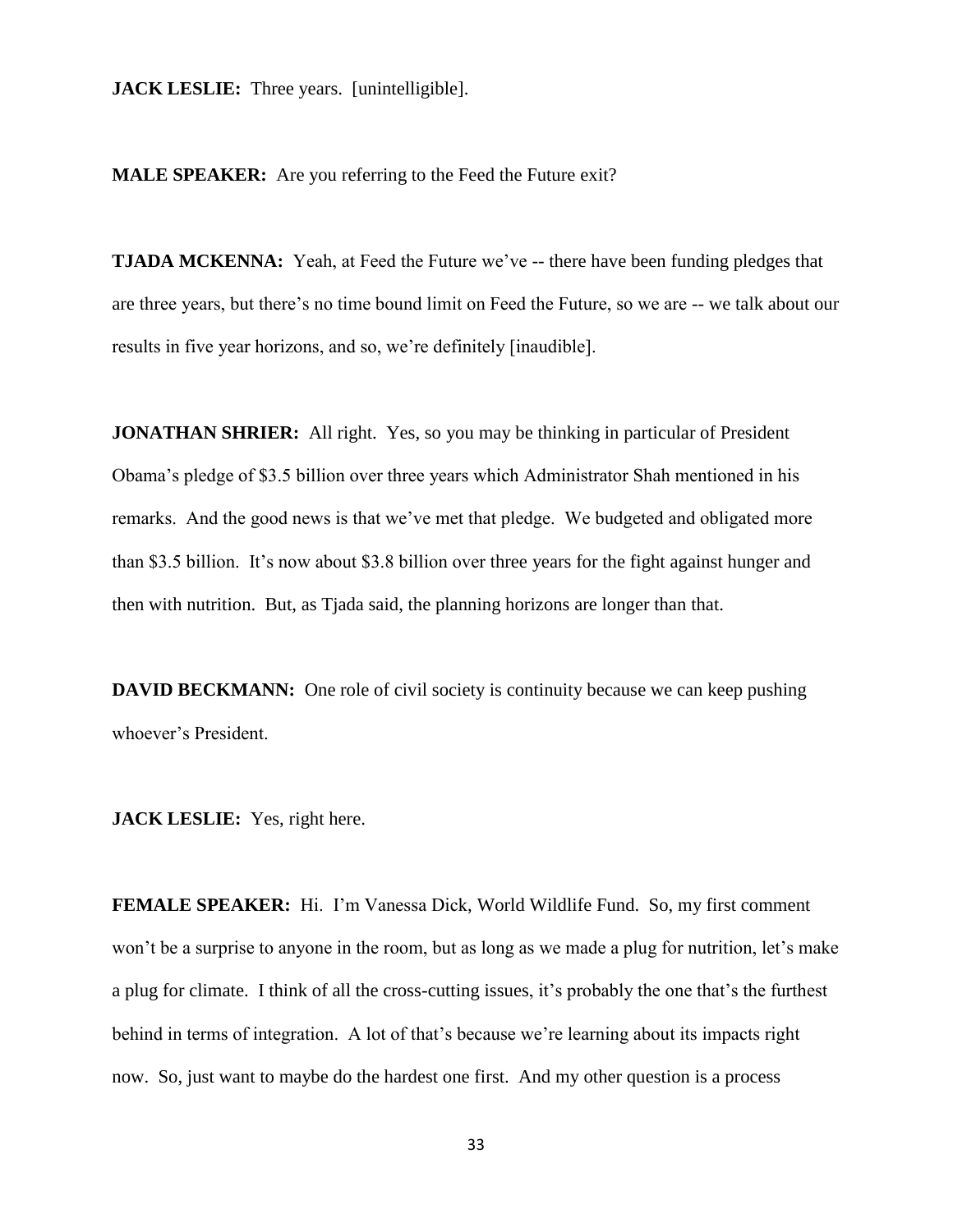**JACK LESLIE:** Three years. [unintelligible].

**MALE SPEAKER:** Are you referring to the Feed the Future exit?

**TJADA MCKENNA:** Yeah, at Feed the Future we've -- there have been funding pledges that are three years, but there's no time bound limit on Feed the Future, so we are -- we talk about our results in five year horizons, and so, we're definitely [inaudible].

**JONATHAN SHRIER:** All right. Yes, so you may be thinking in particular of President Obama's pledge of $3.5 billion over three years which Administrator Shah mentioned in his remarks. And the good news is that we've met that pledge. We budgeted and obligated more than $3.5 billion. It's now about $3.8 billion over three years for the fight against hunger and then with nutrition. But, as Tjada said, the planning horizons are longer than that.

**DAVID BECKMANN:** One role of civil society is continuity because we can keep pushing whoever's President.

**JACK LESLIE:** Yes, right here.

**FEMALE SPEAKER:** Hi. I'm Vanessa Dick, World Wildlife Fund. So, my first comment won't be a surprise to anyone in the room, but as long as we made a plug for nutrition, let's make a plug for climate. I think of all the cross-cutting issues, it's probably the one that's the furthest behind in terms of integration. A lot of that's because we're learning about its impacts right now. So, just want to maybe do the hardest one first. And my other question is a process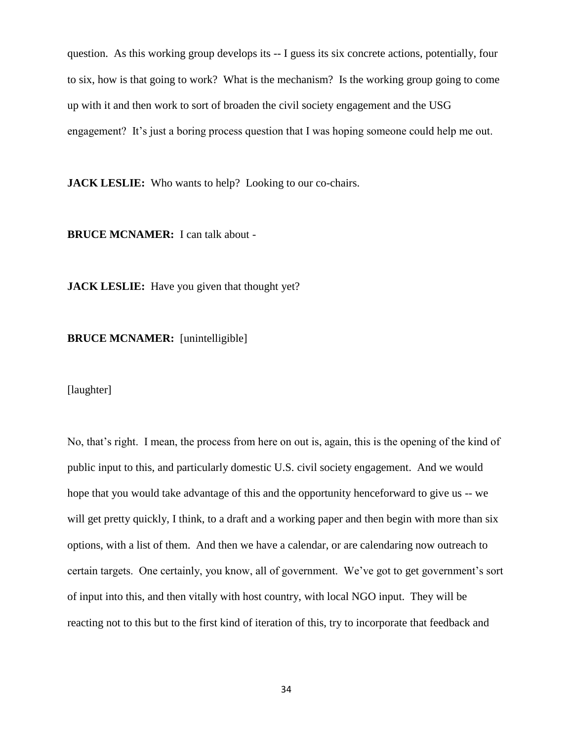question. As this working group develops its -- I guess its six concrete actions, potentially, four to six, how is that going to work? What is the mechanism? Is the working group going to come up with it and then work to sort of broaden the civil society engagement and the USG engagement? It's just a boring process question that I was hoping someone could help me out.

**JACK LESLIE:** Who wants to help? Looking to our co-chairs.

**BRUCE MCNAMER:** I can talk about -

**JACK LESLIE:** Have you given that thought yet?

**BRUCE MCNAMER:** [unintelligible]

[laughter]

No, that's right. I mean, the process from here on out is, again, this is the opening of the kind of public input to this, and particularly domestic U.S. civil society engagement. And we would hope that you would take advantage of this and the opportunity henceforward to give us -- we will get pretty quickly, I think, to a draft and a working paper and then begin with more than six options, with a list of them. And then we have a calendar, or are calendaring now outreach to certain targets. One certainly, you know, all of government. We've got to get government's sort of input into this, and then vitally with host country, with local NGO input. They will be reacting not to this but to the first kind of iteration of this, try to incorporate that feedback and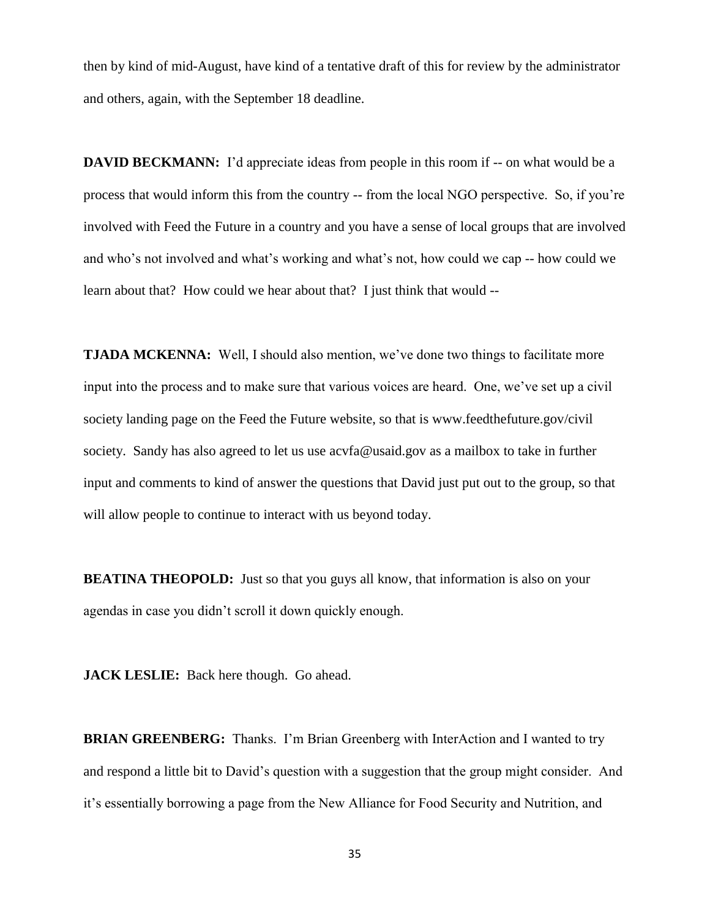then by kind of mid-August, have kind of a tentative draft of this for review by the administrator and others, again, with the September 18 deadline.

**DAVID BECKMANN:** I'd appreciate ideas from people in this room if -- on what would be a process that would inform this from the country -- from the local NGO perspective. So, if you're involved with Feed the Future in a country and you have a sense of local groups that are involved and who's not involved and what's working and what's not, how could we cap -- how could we learn about that? How could we hear about that? I just think that would --

**TJADA MCKENNA:** Well, I should also mention, we've done two things to facilitate more input into the process and to make sure that various voices are heard. One, we've set up a civil society landing page on the Feed the Future website, so that is www.feedthefuture.gov/civil society. Sandy has also agreed to let us use acvfa@usaid.gov as a mailbox to take in further input and comments to kind of answer the questions that David just put out to the group, so that will allow people to continue to interact with us beyond today.

**BEATINA THEOPOLD:** Just so that you guys all know, that information is also on your agendas in case you didn't scroll it down quickly enough.

**JACK LESLIE:** Back here though. Go ahead.

**BRIAN GREENBERG:** Thanks. I'm Brian Greenberg with InterAction and I wanted to try and respond a little bit to David's question with a suggestion that the group might consider. And it's essentially borrowing a page from the New Alliance for Food Security and Nutrition, and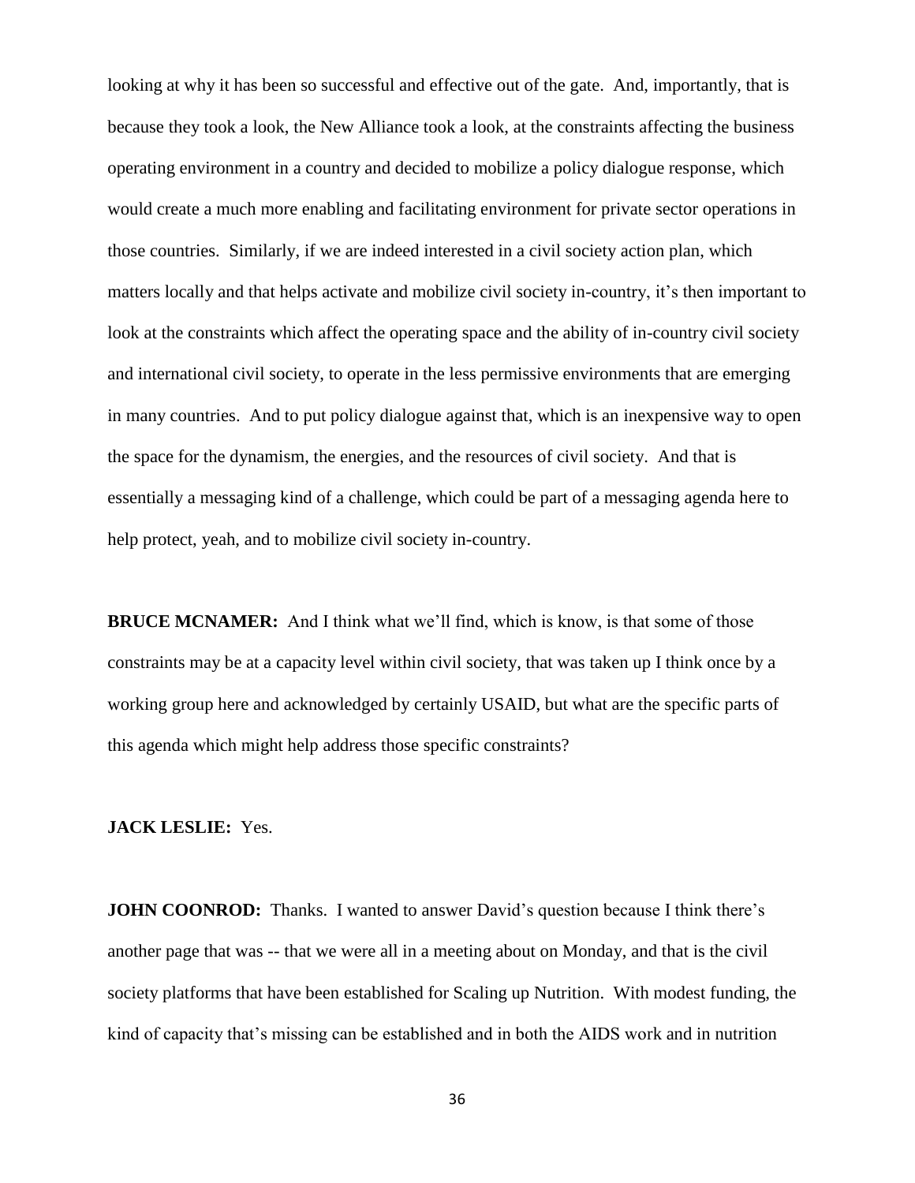looking at why it has been so successful and effective out of the gate. And, importantly, that is because they took a look, the New Alliance took a look, at the constraints affecting the business operating environment in a country and decided to mobilize a policy dialogue response, which would create a much more enabling and facilitating environment for private sector operations in those countries. Similarly, if we are indeed interested in a civil society action plan, which matters locally and that helps activate and mobilize civil society in-country, it's then important to look at the constraints which affect the operating space and the ability of in-country civil society and international civil society, to operate in the less permissive environments that are emerging in many countries. And to put policy dialogue against that, which is an inexpensive way to open the space for the dynamism, the energies, and the resources of civil society. And that is essentially a messaging kind of a challenge, which could be part of a messaging agenda here to help protect, yeah, and to mobilize civil society in-country.

**BRUCE MCNAMER:** And I think what we'll find, which is know, is that some of those constraints may be at a capacity level within civil society, that was taken up I think once by a working group here and acknowledged by certainly USAID, but what are the specific parts of this agenda which might help address those specific constraints?

**JACK LESLIE:** Yes.

**JOHN COONROD:** Thanks. I wanted to answer David's question because I think there's another page that was -- that we were all in a meeting about on Monday, and that is the civil society platforms that have been established for Scaling up Nutrition. With modest funding, the kind of capacity that's missing can be established and in both the AIDS work and in nutrition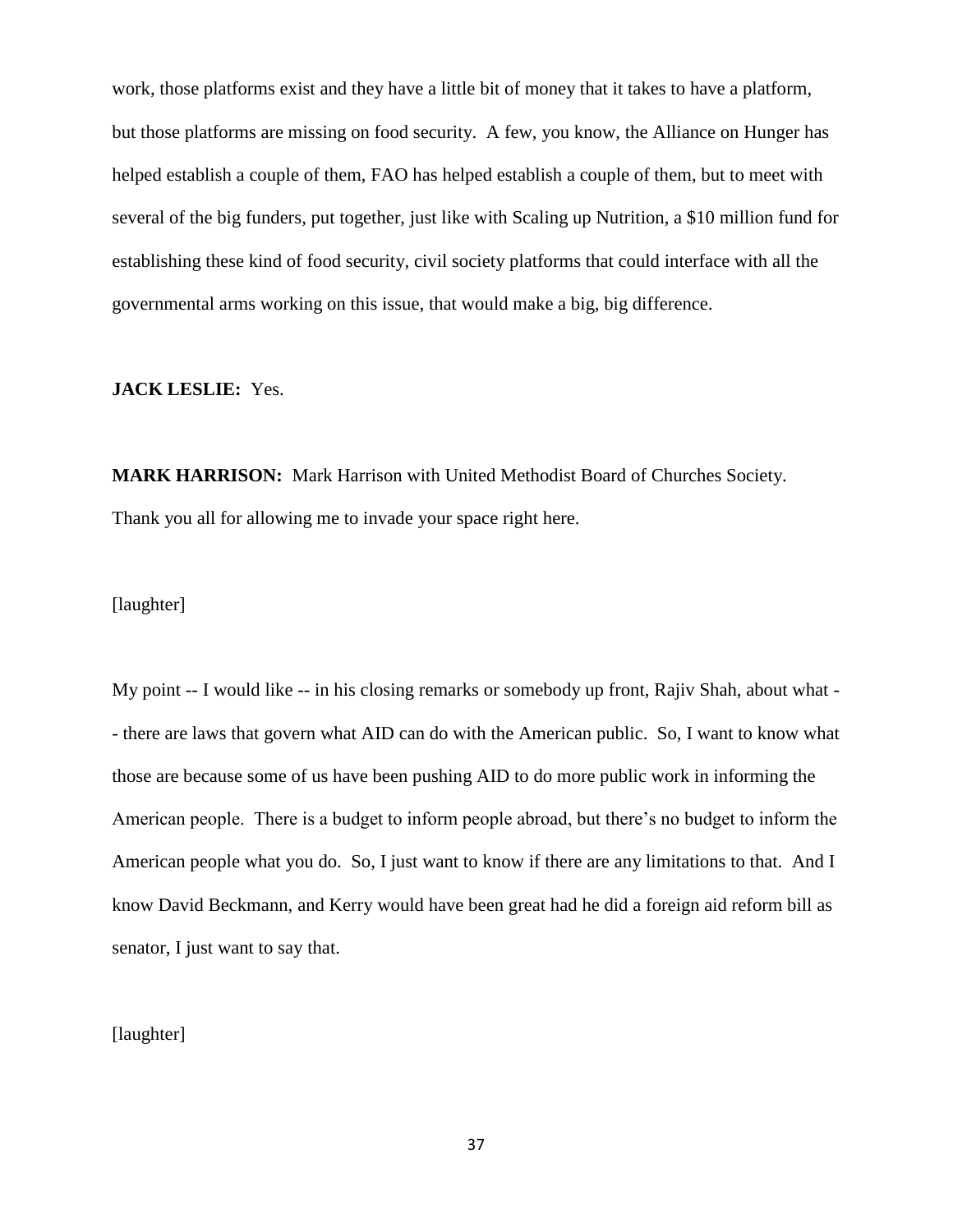work, those platforms exist and they have a little bit of money that it takes to have a platform, but those platforms are missing on food security. A few, you know, the Alliance on Hunger has helped establish a couple of them, FAO has helped establish a couple of them, but to meet with several of the big funders, put together, just like with Scaling up Nutrition, a $10 million fund for establishing these kind of food security, civil society platforms that could interface with all the governmental arms working on this issue, that would make a big, big difference.

**JACK LESLIE:** Yes.

**MARK HARRISON:** Mark Harrison with United Methodist Board of Churches Society. Thank you all for allowing me to invade your space right here.

[laughter]

My point -- I would like -- in his closing remarks or somebody up front, Rajiv Shah, about what -- there are laws that govern what AID can do with the American public. So, I want to know what those are because some of us have been pushing AID to do more public work in informing the American people. There is a budget to inform people abroad, but there's no budget to inform the American people what you do. So, I just want to know if there are any limitations to that. And I know David Beckmann, and Kerry would have been great had he did a foreign aid reform bill as senator, I just want to say that.

[laughter]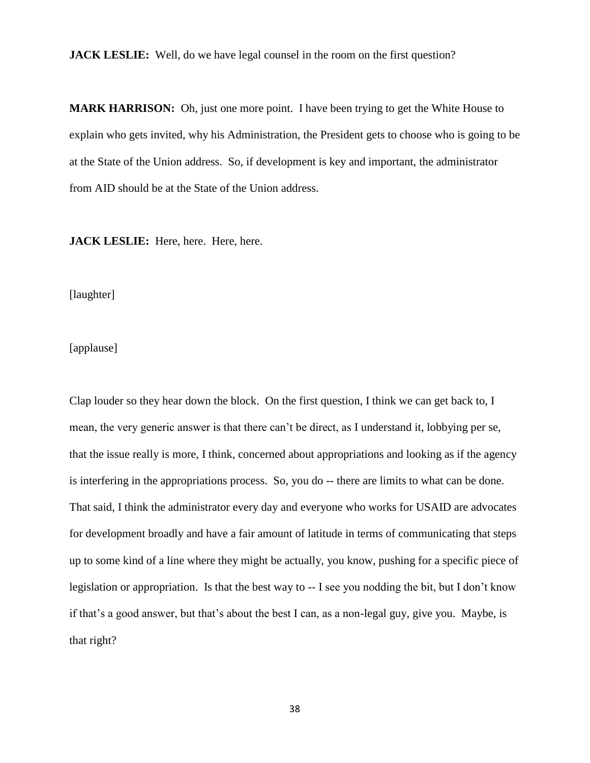**JACK LESLIE:** Well, do we have legal counsel in the room on the first question?

**MARK HARRISON:** Oh, just one more point. I have been trying to get the White House to explain who gets invited, why his Administration, the President gets to choose who is going to be at the State of the Union address. So, if development is key and important, the administrator from AID should be at the State of the Union address.

**JACK LESLIE:** Here, here. Here, here.

[laughter]

[applause]

Clap louder so they hear down the block. On the first question, I think we can get back to, I mean, the very generic answer is that there can't be direct, as I understand it, lobbying per se, that the issue really is more, I think, concerned about appropriations and looking as if the agency is interfering in the appropriations process. So, you do -- there are limits to what can be done. That said, I think the administrator every day and everyone who works for USAID are advocates for development broadly and have a fair amount of latitude in terms of communicating that steps up to some kind of a line where they might be actually, you know, pushing for a specific piece of legislation or appropriation. Is that the best way to -- I see you nodding the bit, but I don't know if that's a good answer, but that's about the best I can, as a non-legal guy, give you. Maybe, is that right?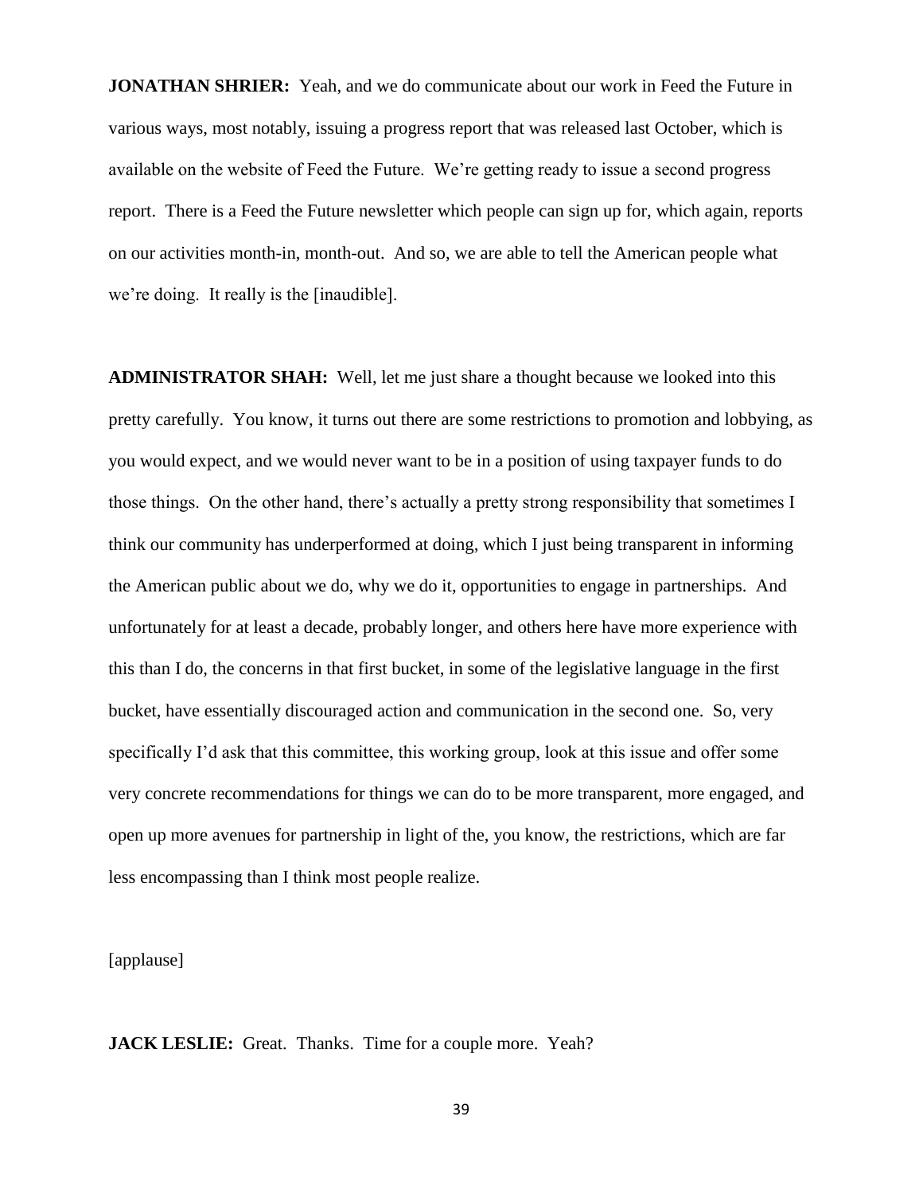**JONATHAN SHRIER:** Yeah, and we do communicate about our work in Feed the Future in various ways, most notably, issuing a progress report that was released last October, which is available on the website of Feed the Future. We're getting ready to issue a second progress report. There is a Feed the Future newsletter which people can sign up for, which again, reports on our activities month-in, month-out. And so, we are able to tell the American people what we're doing. It really is the [inaudible].

**ADMINISTRATOR SHAH:** Well, let me just share a thought because we looked into this pretty carefully. You know, it turns out there are some restrictions to promotion and lobbying, as you would expect, and we would never want to be in a position of using taxpayer funds to do those things. On the other hand, there's actually a pretty strong responsibility that sometimes I think our community has underperformed at doing, which I just being transparent in informing the American public about we do, why we do it, opportunities to engage in partnerships. And unfortunately for at least a decade, probably longer, and others here have more experience with this than I do, the concerns in that first bucket, in some of the legislative language in the first bucket, have essentially discouraged action and communication in the second one. So, very specifically I'd ask that this committee, this working group, look at this issue and offer some very concrete recommendations for things we can do to be more transparent, more engaged, and open up more avenues for partnership in light of the, you know, the restrictions, which are far less encompassing than I think most people realize.

[applause]

**JACK LESLIE:** Great. Thanks. Time for a couple more. Yeah?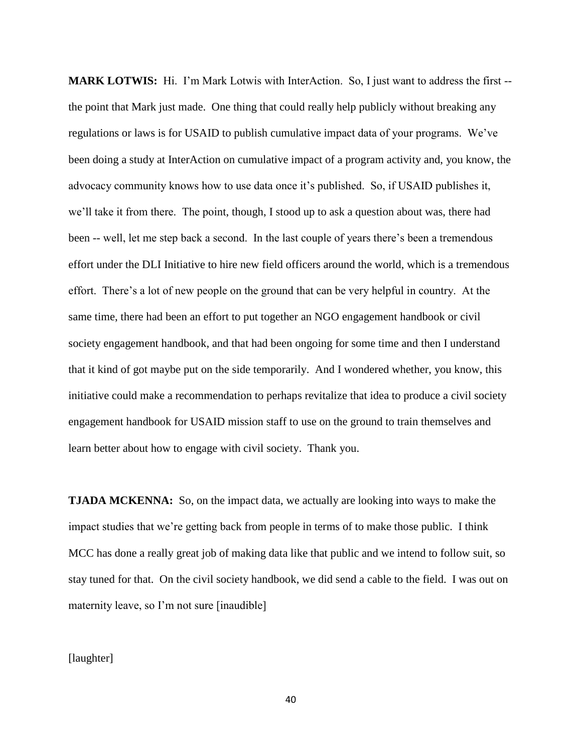**MARK LOTWIS:** Hi. I'm Mark Lotwis with InterAction. So, I just want to address the first -- the point that Mark just made. One thing that could really help publicly without breaking any regulations or laws is for USAID to publish cumulative impact data of your programs. We've been doing a study at InterAction on cumulative impact of a program activity and, you know, the advocacy community knows how to use data once it's published. So, if USAID publishes it, we'll take it from there. The point, though, I stood up to ask a question about was, there had been -- well, let me step back a second. In the last couple of years there's been a tremendous effort under the DLI Initiative to hire new field officers around the world, which is a tremendous effort. There's a lot of new people on the ground that can be very helpful in country. At the same time, there had been an effort to put together an NGO engagement handbook or civil society engagement handbook, and that had been ongoing for some time and then I understand that it kind of got maybe put on the side temporarily. And I wondered whether, you know, this initiative could make a recommendation to perhaps revitalize that idea to produce a civil society engagement handbook for USAID mission staff to use on the ground to train themselves and learn better about how to engage with civil society. Thank you.

**TJADA MCKENNA:** So, on the impact data, we actually are looking into ways to make the impact studies that we're getting back from people in terms of to make those public. I think MCC has done a really great job of making data like that public and we intend to follow suit, so stay tuned for that. On the civil society handbook, we did send a cable to the field. I was out on maternity leave, so I'm not sure [inaudible]

[laughter]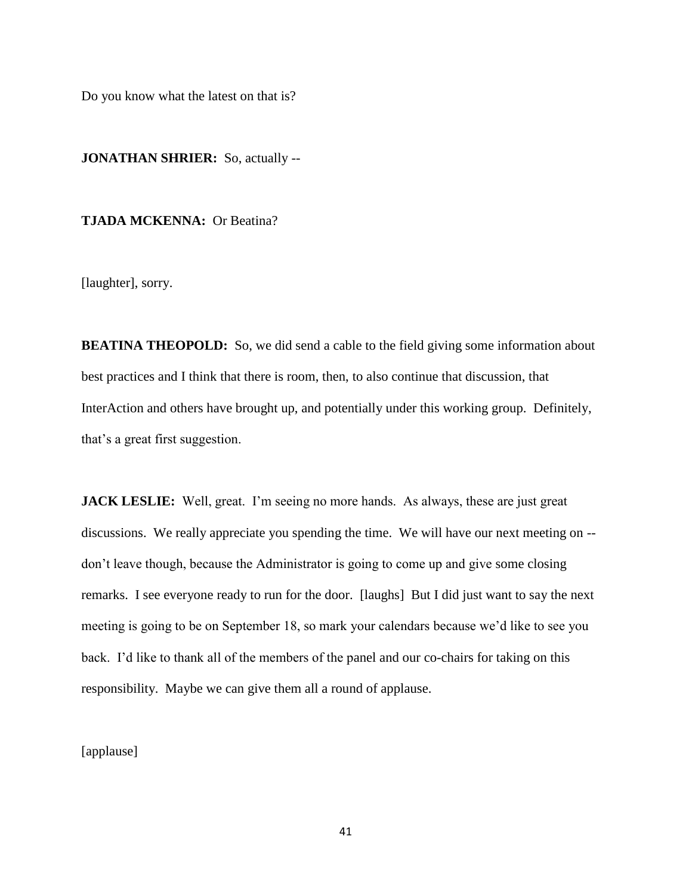Do you know what the latest on that is?

**JONATHAN SHRIER:** So, actually --

**TJADA MCKENNA:** Or Beatina?

[laughter], sorry.

**BEATINA THEOPOLD:** So, we did send a cable to the field giving some information about best practices and I think that there is room, then, to also continue that discussion, that InterAction and others have brought up, and potentially under this working group. Definitely, that's a great first suggestion.

**JACK LESLIE:** Well, great. I'm seeing no more hands. As always, these are just great discussions. We really appreciate you spending the time. We will have our next meeting on -- don't leave though, because the Administrator is going to come up and give some closing remarks. I see everyone ready to run for the door. [laughs] But I did just want to say the next meeting is going to be on September 18, so mark your calendars because we'd like to see you back. I'd like to thank all of the members of the panel and our co-chairs for taking on this responsibility. Maybe we can give them all a round of applause.

[applause]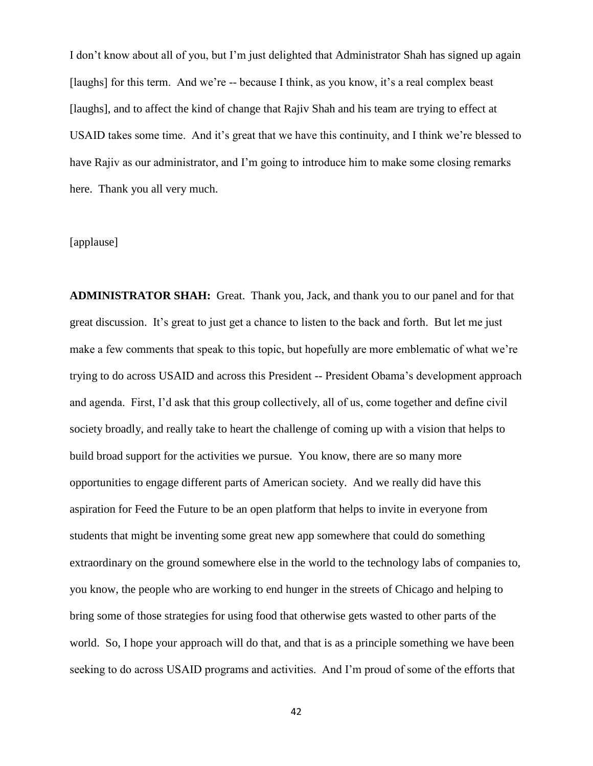I don't know about all of you, but I'm just delighted that Administrator Shah has signed up again [laughs] for this term. And we're -- because I think, as you know, it's a real complex beast [laughs], and to affect the kind of change that Rajiv Shah and his team are trying to effect at USAID takes some time. And it's great that we have this continuity, and I think we're blessed to have Rajiv as our administrator, and I'm going to introduce him to make some closing remarks here. Thank you all very much.

[applause]

**ADMINISTRATOR SHAH:** Great. Thank you, Jack, and thank you to our panel and for that great discussion. It's great to just get a chance to listen to the back and forth. But let me just make a few comments that speak to this topic, but hopefully are more emblematic of what we're trying to do across USAID and across this President -- President Obama's development approach and agenda. First, I'd ask that this group collectively, all of us, come together and define civil society broadly, and really take to heart the challenge of coming up with a vision that helps to build broad support for the activities we pursue. You know, there are so many more opportunities to engage different parts of American society. And we really did have this aspiration for Feed the Future to be an open platform that helps to invite in everyone from students that might be inventing some great new app somewhere that could do something extraordinary on the ground somewhere else in the world to the technology labs of companies to, you know, the people who are working to end hunger in the streets of Chicago and helping to bring some of those strategies for using food that otherwise gets wasted to other parts of the world. So, I hope your approach will do that, and that is as a principle something we have been seeking to do across USAID programs and activities. And I'm proud of some of the efforts that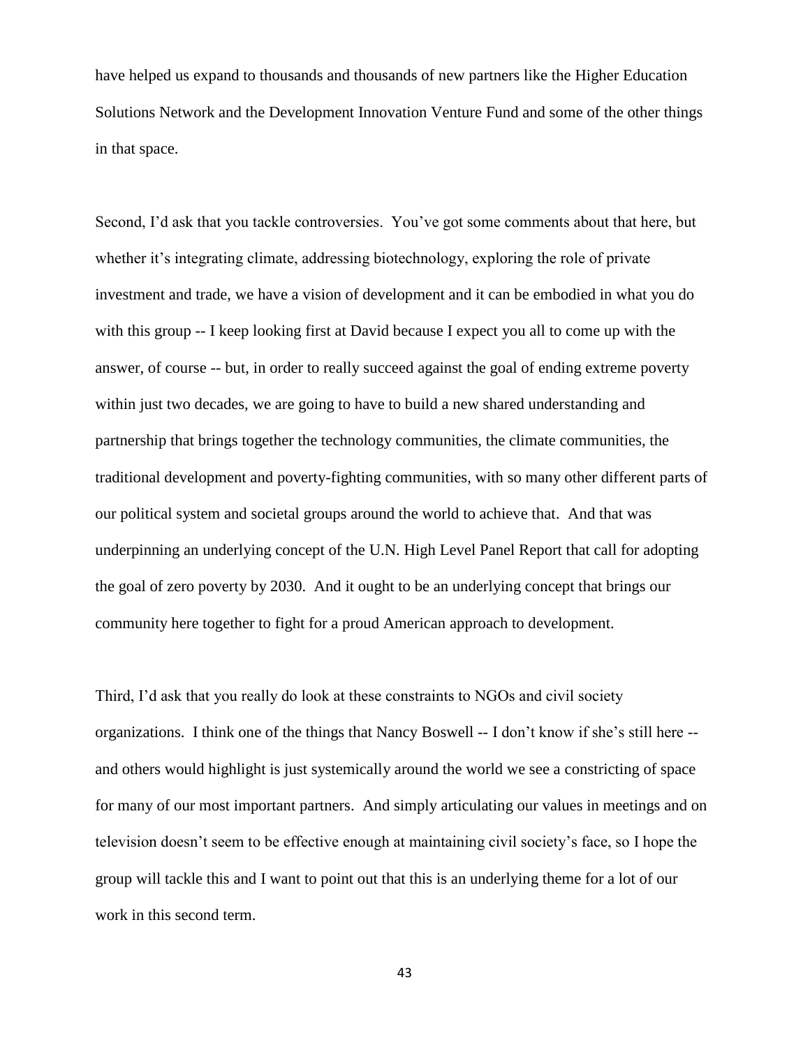have helped us expand to thousands and thousands of new partners like the Higher Education Solutions Network and the Development Innovation Venture Fund and some of the other things in that space.

Second, I'd ask that you tackle controversies. You've got some comments about that here, but whether it's integrating climate, addressing biotechnology, exploring the role of private investment and trade, we have a vision of development and it can be embodied in what you do with this group -- I keep looking first at David because I expect you all to come up with the answer, of course -- but, in order to really succeed against the goal of ending extreme poverty within just two decades, we are going to have to build a new shared understanding and partnership that brings together the technology communities, the climate communities, the traditional development and poverty-fighting communities, with so many other different parts of our political system and societal groups around the world to achieve that. And that was underpinning an underlying concept of the U.N. High Level Panel Report that call for adopting the goal of zero poverty by 2030. And it ought to be an underlying concept that brings our community here together to fight for a proud American approach to development.

Third, I'd ask that you really do look at these constraints to NGOs and civil society organizations. I think one of the things that Nancy Boswell -- I don't know if she's still here -- and others would highlight is just systemically around the world we see a constricting of space for many of our most important partners. And simply articulating our values in meetings and on television doesn't seem to be effective enough at maintaining civil society's face, so I hope the group will tackle this and I want to point out that this is an underlying theme for a lot of our work in this second term.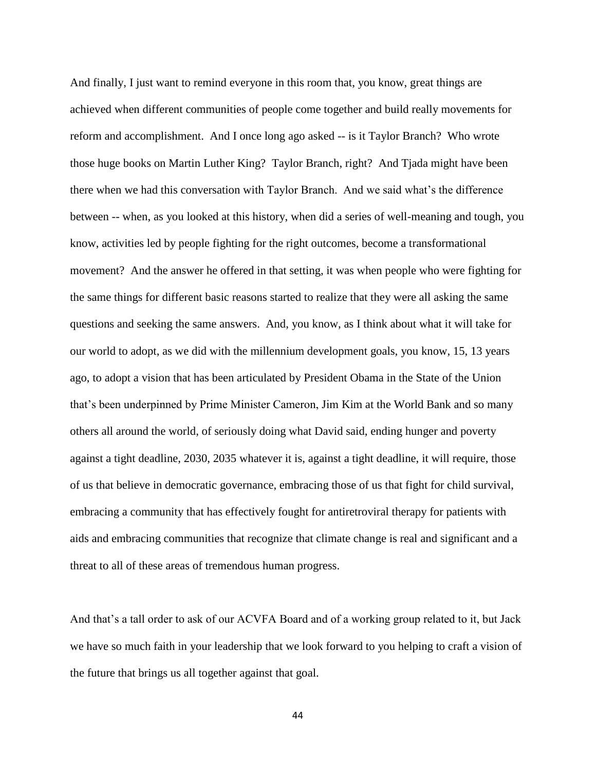And finally, I just want to remind everyone in this room that, you know, great things are achieved when different communities of people come together and build really movements for reform and accomplishment. And I once long ago asked -- is it Taylor Branch? Who wrote those huge books on Martin Luther King? Taylor Branch, right? And Tjada might have been there when we had this conversation with Taylor Branch. And we said what's the difference between -- when, as you looked at this history, when did a series of well-meaning and tough, you know, activities led by people fighting for the right outcomes, become a transformational movement? And the answer he offered in that setting, it was when people who were fighting for the same things for different basic reasons started to realize that they were all asking the same questions and seeking the same answers. And, you know, as I think about what it will take for our world to adopt, as we did with the millennium development goals, you know, 15, 13 years ago, to adopt a vision that has been articulated by President Obama in the State of the Union that's been underpinned by Prime Minister Cameron, Jim Kim at the World Bank and so many others all around the world, of seriously doing what David said, ending hunger and poverty against a tight deadline, 2030, 2035 whatever it is, against a tight deadline, it will require, those of us that believe in democratic governance, embracing those of us that fight for child survival, embracing a community that has effectively fought for antiretroviral therapy for patients with aids and embracing communities that recognize that climate change is real and significant and a threat to all of these areas of tremendous human progress.

And that's a tall order to ask of our ACVFA Board and of a working group related to it, but Jack we have so much faith in your leadership that we look forward to you helping to craft a vision of the future that brings us all together against that goal.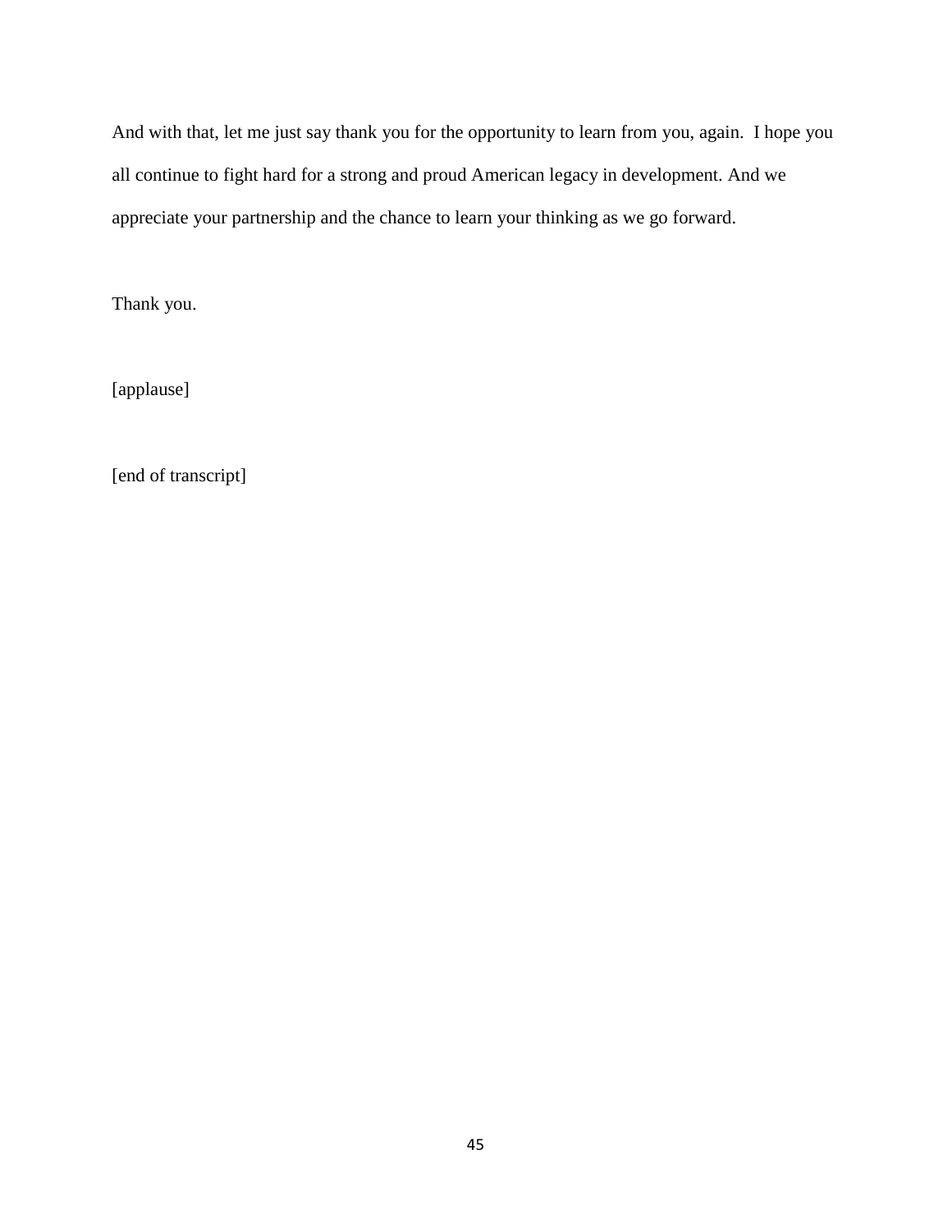And with that, let me just say thank you for the opportunity to learn from you, again. I hope you all continue to fight hard for a strong and proud American legacy in development. And we appreciate your partnership and the chance to learn your thinking as we go forward.

Thank you.

[applause]

[end of transcript]